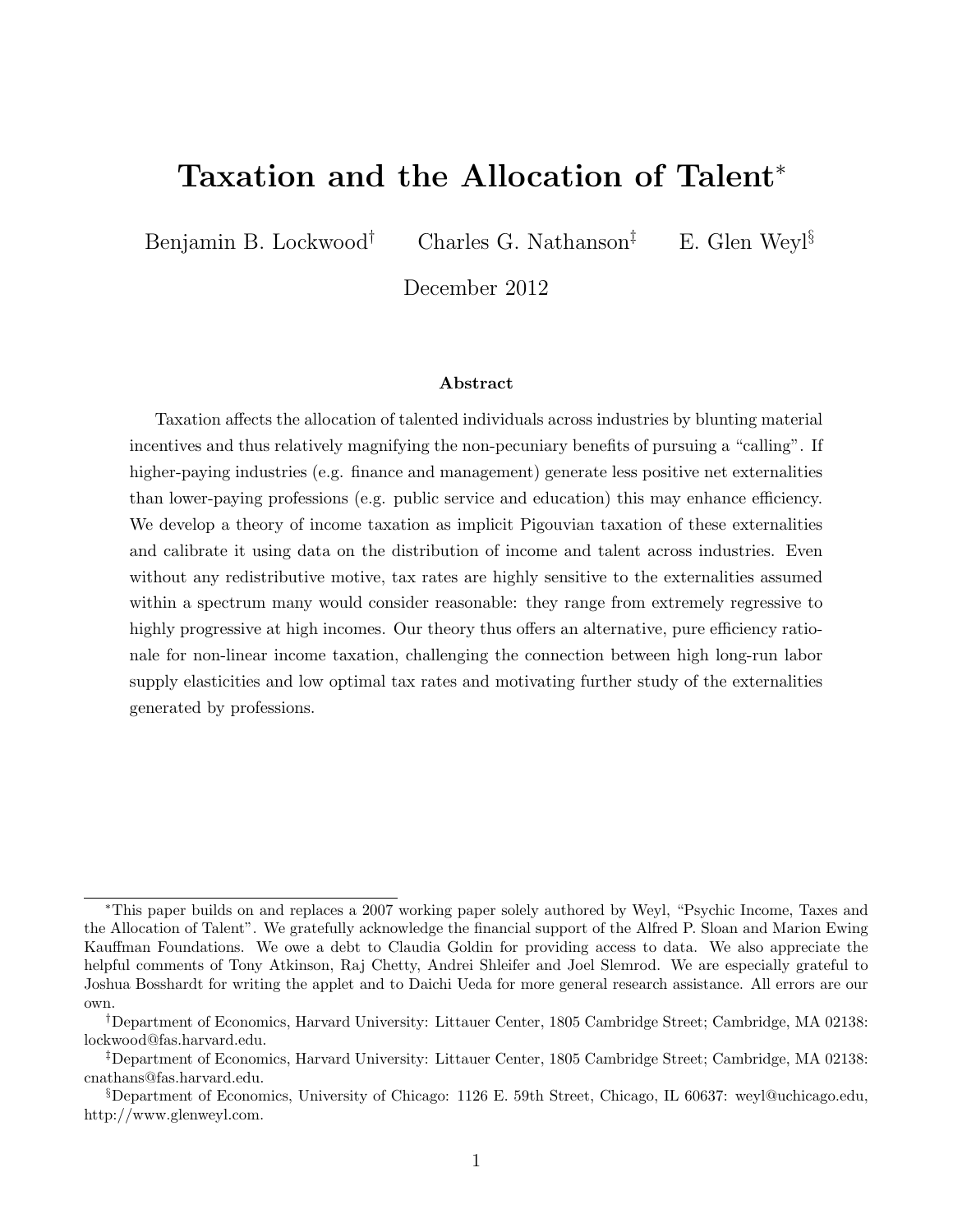# Taxation and the Allocation of Talent*

Benjamin B. Lockwood[†] Charles G. Nathanson[‡] E. Glen Weyl[§]

December 2012

### Abstract

Taxation affects the allocation of talented individuals across industries by blunting material incentives and thus relatively magnifying the non-pecuniary benefits of pursuing a "calling". If higher-paying industries (e.g. finance and management) generate less positive net externalities than lower-paying professions (e.g. public service and education) this may enhance efficiency. We develop a theory of income taxation as implicit Pigouvian taxation of these externalities and calibrate it using data on the distribution of income and talent across industries. Even without any redistributive motive, tax rates are highly sensitive to the externalities assumed within a spectrum many would consider reasonable: they range from extremely regressive to highly progressive at high incomes. Our theory thus offers an alternative, pure efficiency rationale for non-linear income taxation, challenging the connection between high long-run labor supply elasticities and low optimal tax rates and motivating further study of the externalities generated by professions.

---

*This paper builds on and replaces a 2007 working paper solely authored by Weyl, "Psychic Income, Taxes and the Allocation of Talent". We gratefully acknowledge the financial support of the Alfred P. Sloan and Marion Ewing Kauffman Foundations. We owe a debt to Claudia Goldin for providing access to data. We also appreciate the helpful comments of Tony Atkinson, Raj Chetty, Andrei Shleifer and Joel Slemrod. We are especially grateful to Joshua Bosshardt for writing the applet and to Daichi Ueda for more general research assistance. All errors are our own.

†Department of Economics, Harvard University: Littauer Center, 1805 Cambridge Street; Cambridge, MA 02138: lockwood@fas.harvard.edu.

‡Department of Economics, Harvard University: Littauer Center, 1805 Cambridge Street; Cambridge, MA 02138: cnathans@fas.harvard.edu.

§Department of Economics, University of Chicago: 1126 E. 59th Street, Chicago, IL 60637: weyl@uchicago.edu, http://www.glenweyl.com.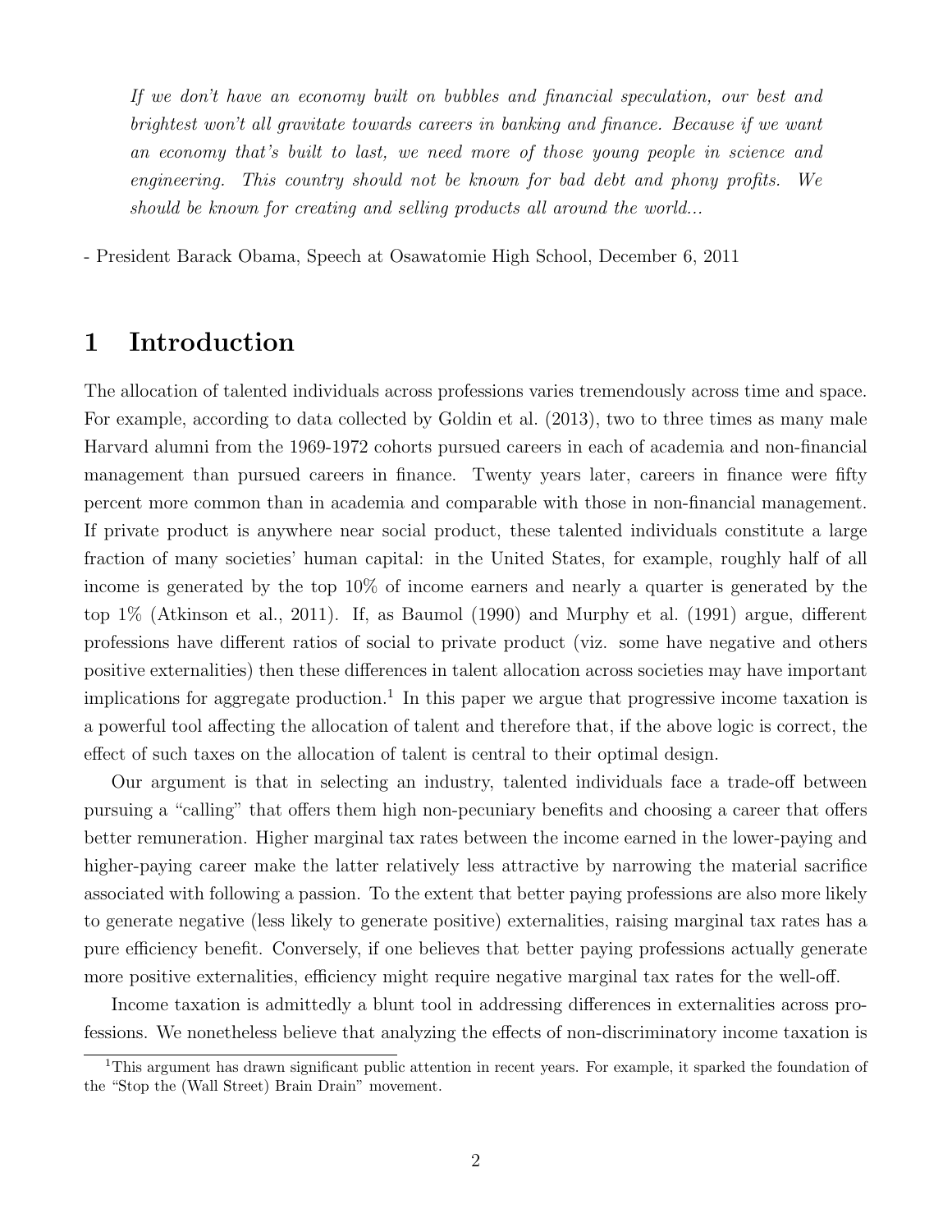*If we don't have an economy built on bubbles and financial speculation, our best and brightest won't all gravitate towards careers in banking and finance. Because if we want an economy that's built to last, we need more of those young people in science and engineering. This country should not be known for bad debt and phony profits. We should be known for creating and selling products all around the world...*

\- President Barack Obama, Speech at Osawatomie High School, December 6, 2011

# 1 Introduction

The allocation of talented individuals across professions varies tremendously across time and space. For example, according to data collected by Goldin et al. (2013), two to three times as many male Harvard alumni from the 1969-1972 cohorts pursued careers in each of academia and non-financial management than pursued careers in finance. Twenty years later, careers in finance were fifty percent more common than in academia and comparable with those in non-financial management. If private product is anywhere near social product, these talented individuals constitute a large fraction of many societies' human capital: in the United States, for example, roughly half of all income is generated by the top 10% of income earners and nearly a quarter is generated by the top 1% (Atkinson et al., 2011). If, as Baumol (1990) and Murphy et al. (1991) argue, different professions have different ratios of social to private product (viz. some have negative and others positive externalities) then these differences in talent allocation across societies may have important implications for aggregate production.[1] In this paper we argue that progressive income taxation is a powerful tool affecting the allocation of talent and therefore that, if the above logic is correct, the effect of such taxes on the allocation of talent is central to their optimal design.

Our argument is that in selecting an industry, talented individuals face a trade-off between pursuing a "calling" that offers them high non-pecuniary benefits and choosing a career that offers better remuneration. Higher marginal tax rates between the income earned in the lower-paying and higher-paying career make the latter relatively less attractive by narrowing the material sacrifice associated with following a passion. To the extent that better paying professions are also more likely to generate negative (less likely to generate positive) externalities, raising marginal tax rates has a pure efficiency benefit. Conversely, if one believes that better paying professions actually generate more positive externalities, efficiency might require negative marginal tax rates for the well-off.

Income taxation is admittedly a blunt tool in addressing differences in externalities across professions. We nonetheless believe that analyzing the effects of non-discriminatory income taxation is

[1] This argument has drawn significant public attention in recent years. For example, it sparked the foundation of the "Stop the (Wall Street) Brain Drain" movement.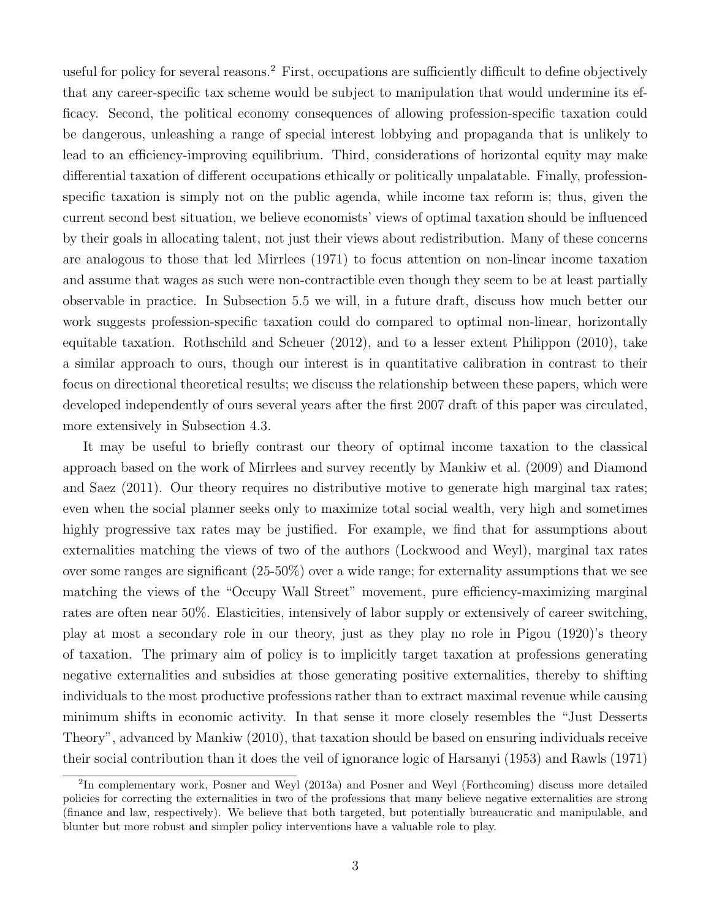useful for policy for several reasons.[2] First, occupations are sufficiently difficult to define objectively that any career-specific tax scheme would be subject to manipulation that would undermine its efficacy. Second, the political economy consequences of allowing profession-specific taxation could be dangerous, unleashing a range of special interest lobbying and propaganda that is unlikely to lead to an efficiency-improving equilibrium. Third, considerations of horizontal equity may make differential taxation of different occupations ethically or politically unpalatable. Finally, profession-specific taxation is simply not on the public agenda, while income tax reform is; thus, given the current second best situation, we believe economists' views of optimal taxation should be influenced by their goals in allocating talent, not just their views about redistribution. Many of these concerns are analogous to those that led Mirrlees (1971) to focus attention on non-linear income taxation and assume that wages as such were non-contractible even though they seem to be at least partially observable in practice. In Subsection 5.5 we will, in a future draft, discuss how much better our work suggests profession-specific taxation could do compared to optimal non-linear, horizontally equitable taxation. Rothschild and Scheuer (2012), and to a lesser extent Philippon (2010), take a similar approach to ours, though our interest is in quantitative calibration in contrast to their focus on directional theoretical results; we discuss the relationship between these papers, which were developed independently of ours several years after the first 2007 draft of this paper was circulated, more extensively in Subsection 4.3.

It may be useful to briefly contrast our theory of optimal income taxation to the classical approach based on the work of Mirrlees and survey recently by Mankiw et al. (2009) and Diamond and Saez (2011). Our theory requires no distributive motive to generate high marginal tax rates; even when the social planner seeks only to maximize total social wealth, very high and sometimes highly progressive tax rates may be justified. For example, we find that for assumptions about externalities matching the views of two of the authors (Lockwood and Weyl), marginal tax rates over some ranges are significant (25-50%) over a wide range; for externality assumptions that we see matching the views of the "Occupy Wall Street" movement, pure efficiency-maximizing marginal rates are often near 50%. Elasticities, intensively of labor supply or extensively of career switching, play at most a secondary role in our theory, just as they play no role in Pigou (1920)'s theory of taxation. The primary aim of policy is to implicitly target taxation at professions generating negative externalities and subsidies at those generating positive externalities, thereby to shifting individuals to the most productive professions rather than to extract maximal revenue while causing minimum shifts in economic activity. In that sense it more closely resembles the "Just Desserts Theory", advanced by Mankiw (2010), that taxation should be based on ensuring individuals receive their social contribution than it does the veil of ignorance logic of Harsanyi (1953) and Rawls (1971)

[2] In complementary work, Posner and Weyl (2013a) and Posner and Weyl (Forthcoming) discuss more detailed policies for correcting the externalities in two of the professions that many believe negative externalities are strong (finance and law, respectively). We believe that both targeted, but potentially bureaucratic and manipulable, and blunter but more robust and simpler policy interventions have a valuable role to play.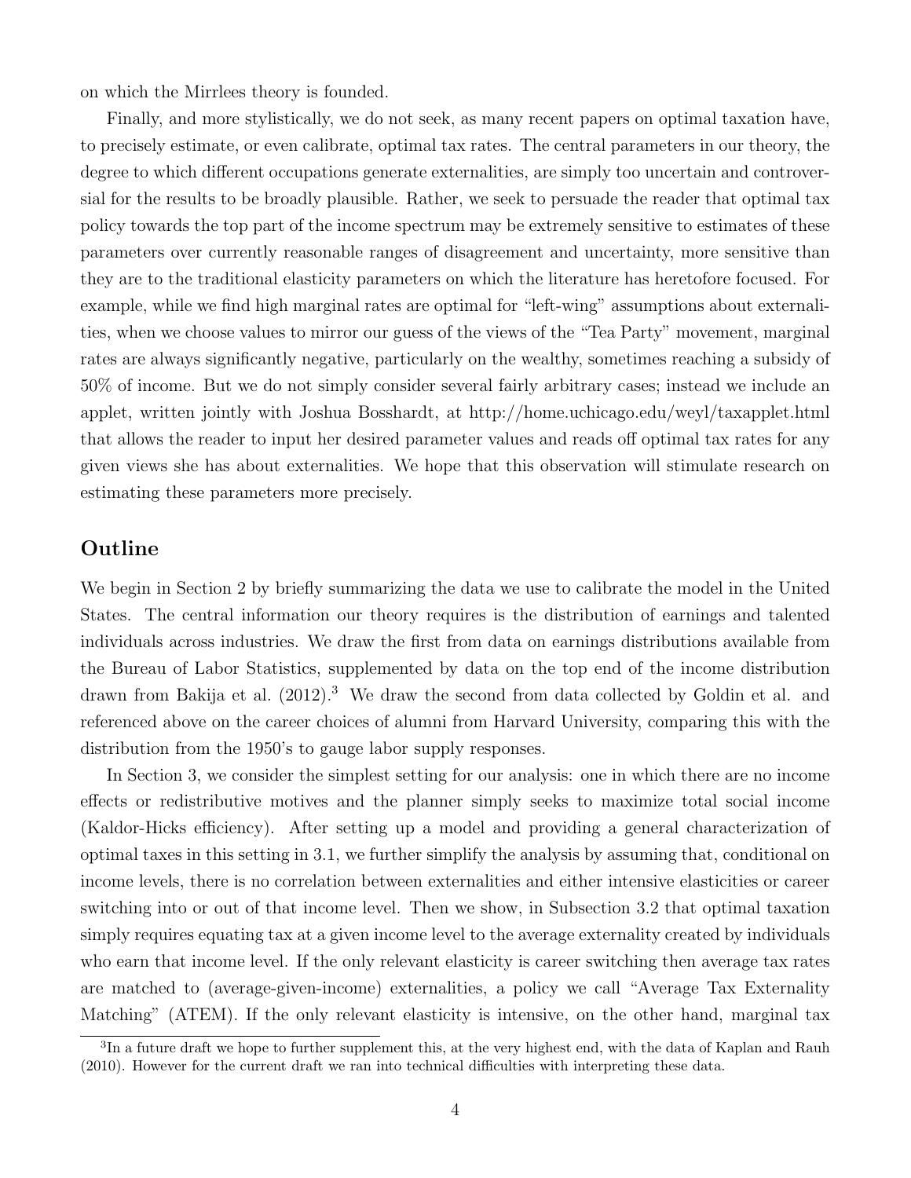on which the Mirrlees theory is founded.

Finally, and more stylistically, we do not seek, as many recent papers on optimal taxation have, to precisely estimate, or even calibrate, optimal tax rates. The central parameters in our theory, the degree to which different occupations generate externalities, are simply too uncertain and controversial for the results to be broadly plausible. Rather, we seek to persuade the reader that optimal tax policy towards the top part of the income spectrum may be extremely sensitive to estimates of these parameters over currently reasonable ranges of disagreement and uncertainty, more sensitive than they are to the traditional elasticity parameters on which the literature has heretofore focused. For example, while we find high marginal rates are optimal for "left-wing" assumptions about externalities, when we choose values to mirror our guess of the views of the "Tea Party" movement, marginal rates are always significantly negative, particularly on the wealthy, sometimes reaching a subsidy of 50% of income. But we do not simply consider several fairly arbitrary cases; instead we include an applet, written jointly with Joshua Bosshardt, at http://home.uchicago.edu/weyl/taxapplet.html that allows the reader to input her desired parameter values and reads off optimal tax rates for any given views she has about externalities. We hope that this observation will stimulate research on estimating these parameters more precisely.

## Outline

We begin in Section 2 by briefly summarizing the data we use to calibrate the model in the United States. The central information our theory requires is the distribution of earnings and talented individuals across industries. We draw the first from data on earnings distributions available from the Bureau of Labor Statistics, supplemented by data on the top end of the income distribution drawn from Bakija et al. (2012).[3] We draw the second from data collected by Goldin et al. and referenced above on the career choices of alumni from Harvard University, comparing this with the distribution from the 1950's to gauge labor supply responses.

In Section 3, we consider the simplest setting for our analysis: one in which there are no income effects or redistributive motives and the planner simply seeks to maximize total social income (Kaldor-Hicks efficiency). After setting up a model and providing a general characterization of optimal taxes in this setting in 3.1, we further simplify the analysis by assuming that, conditional on income levels, there is no correlation between externalities and either intensive elasticities or career switching into or out of that income level. Then we show, in Subsection 3.2 that optimal taxation simply requires equating tax at a given income level to the average externality created by individuals who earn that income level. If the only relevant elasticity is career switching then average tax rates are matched to (average-given-income) externalities, a policy we call "Average Tax Externality Matching" (ATEM). If the only relevant elasticity is intensive, on the other hand, marginal tax

[3] In a future draft we hope to further supplement this, at the very highest end, with the data of Kaplan and Rauh (2010). However for the current draft we ran into technical difficulties with interpreting these data.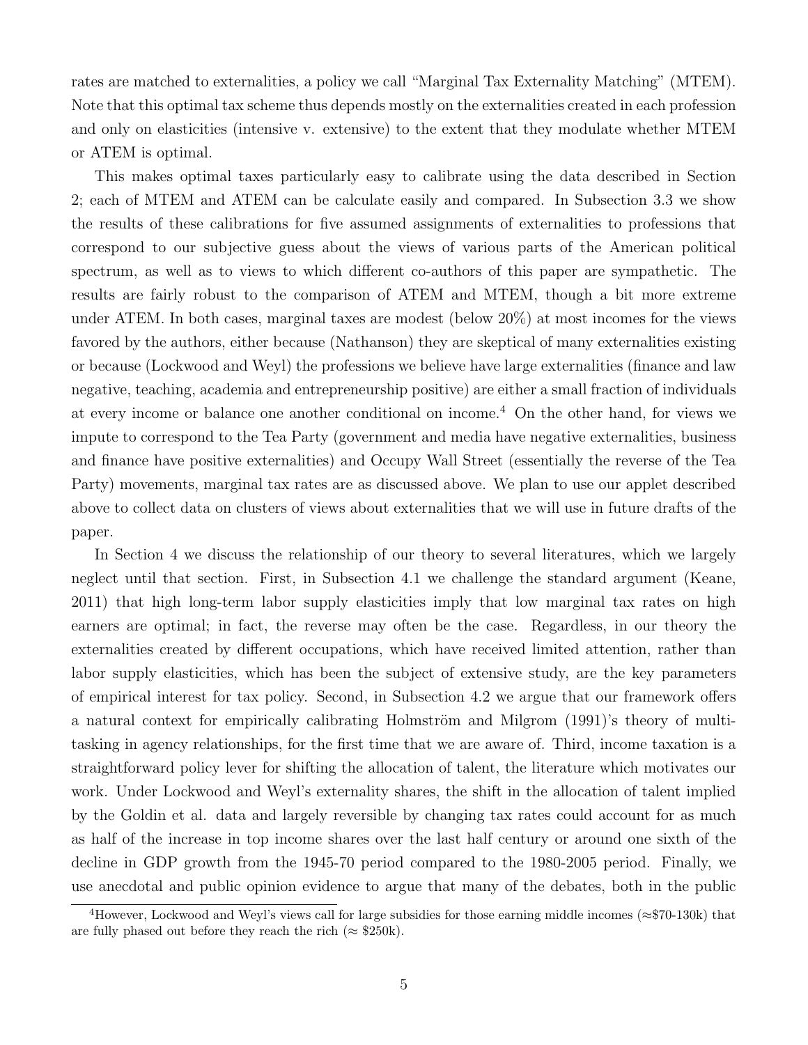rates are matched to externalities, a policy we call "Marginal Tax Externality Matching" (MTEM). Note that this optimal tax scheme thus depends mostly on the externalities created in each profession and only on elasticities (intensive v. extensive) to the extent that they modulate whether MTEM or ATEM is optimal.

This makes optimal taxes particularly easy to calibrate using the data described in Section 2; each of MTEM and ATEM can be calculate easily and compared. In Subsection 3.3 we show the results of these calibrations for five assumed assignments of externalities to professions that correspond to our subjective guess about the views of various parts of the American political spectrum, as well as to views to which different co-authors of this paper are sympathetic. The results are fairly robust to the comparison of ATEM and MTEM, though a bit more extreme under ATEM. In both cases, marginal taxes are modest (below 20%) at most incomes for the views favored by the authors, either because (Nathanson) they are skeptical of many externalities existing or because (Lockwood and Weyl) the professions we believe have large externalities (finance and law negative, teaching, academia and entrepreneurship positive) are either a small fraction of individuals at every income or balance one another conditional on income.[4] On the other hand, for views we impute to correspond to the Tea Party (government and media have negative externalities, business and finance have positive externalities) and Occupy Wall Street (essentially the reverse of the Tea Party) movements, marginal tax rates are as discussed above. We plan to use our applet described above to collect data on clusters of views about externalities that we will use in future drafts of the paper.

In Section 4 we discuss the relationship of our theory to several literatures, which we largely neglect until that section. First, in Subsection 4.1 we challenge the standard argument (Keane, 2011) that high long-term labor supply elasticities imply that low marginal tax rates on high earners are optimal; in fact, the reverse may often be the case. Regardless, in our theory the externalities created by different occupations, which have received limited attention, rather than labor supply elasticities, which has been the subject of extensive study, are the key parameters of empirical interest for tax policy. Second, in Subsection 4.2 we argue that our framework offers a natural context for empirically calibrating Holmström and Milgrom (1991)'s theory of multi-tasking in agency relationships, for the first time that we are aware of. Third, income taxation is a straightforward policy lever for shifting the allocation of talent, the literature which motivates our work. Under Lockwood and Weyl's externality shares, the shift in the allocation of talent implied by the Goldin et al. data and largely reversible by changing tax rates could account for as much as half of the increase in top income shares over the last half century or around one sixth of the decline in GDP growth from the 1945-70 period compared to the 1980-2005 period. Finally, we use anecdotal and public opinion evidence to argue that many of the debates, both in the public

[4] However, Lockwood and Weyl's views call for large subsidies for those earning middle incomes (≈\$70-130k) that are fully phased out before they reach the rich (≈ \$250k).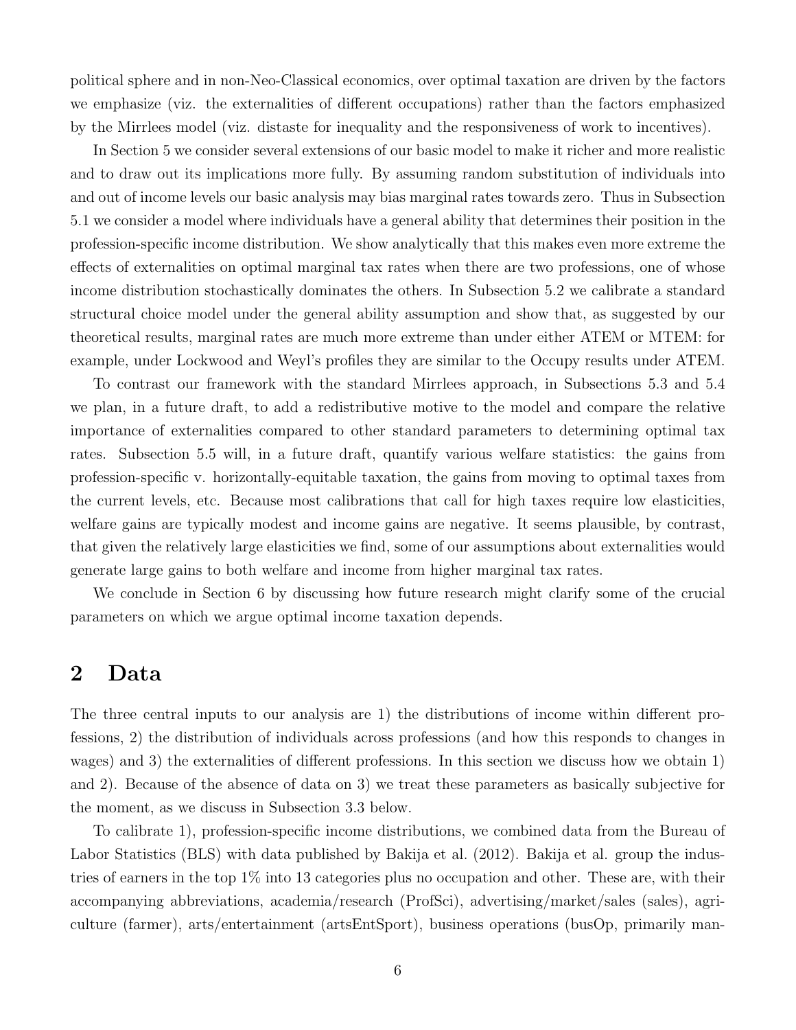political sphere and in non-Neo-Classical economics, over optimal taxation are driven by the factors we emphasize (viz. the externalities of different occupations) rather than the factors emphasized by the Mirrlees model (viz. distaste for inequality and the responsiveness of work to incentives).

In Section 5 we consider several extensions of our basic model to make it richer and more realistic and to draw out its implications more fully. By assuming random substitution of individuals into and out of income levels our basic analysis may bias marginal rates towards zero. Thus in Subsection 5.1 we consider a model where individuals have a general ability that determines their position in the profession-specific income distribution. We show analytically that this makes even more extreme the effects of externalities on optimal marginal tax rates when there are two professions, one of whose income distribution stochastically dominates the others. In Subsection 5.2 we calibrate a standard structural choice model under the general ability assumption and show that, as suggested by our theoretical results, marginal rates are much more extreme than under either ATEM or MTEM: for example, under Lockwood and Weyl's profiles they are similar to the Occupy results under ATEM.

To contrast our framework with the standard Mirrlees approach, in Subsections 5.3 and 5.4 we plan, in a future draft, to add a redistributive motive to the model and compare the relative importance of externalities compared to other standard parameters to determining optimal tax rates. Subsection 5.5 will, in a future draft, quantify various welfare statistics: the gains from profession-specific v. horizontally-equitable taxation, the gains from moving to optimal taxes from the current levels, etc. Because most calibrations that call for high taxes require low elasticities, welfare gains are typically modest and income gains are negative. It seems plausible, by contrast, that given the relatively large elasticities we find, some of our assumptions about externalities would generate large gains to both welfare and income from higher marginal tax rates.

We conclude in Section 6 by discussing how future research might clarify some of the crucial parameters on which we argue optimal income taxation depends.

## 2 Data

The three central inputs to our analysis are 1) the distributions of income within different professions, 2) the distribution of individuals across professions (and how this responds to changes in wages) and 3) the externalities of different professions. In this section we discuss how we obtain 1) and 2). Because of the absence of data on 3) we treat these parameters as basically subjective for the moment, as we discuss in Subsection 3.3 below.

To calibrate 1), profession-specific income distributions, we combined data from the Bureau of Labor Statistics (BLS) with data published by Bakija et al. (2012). Bakija et al. group the industries of earners in the top 1% into 13 categories plus no occupation and other. These are, with their accompanying abbreviations, academia/research (ProfSci), advertising/market/sales (sales), agriculture (farmer), arts/entertainment (artsEntSport), business operations (busOp, primarily man-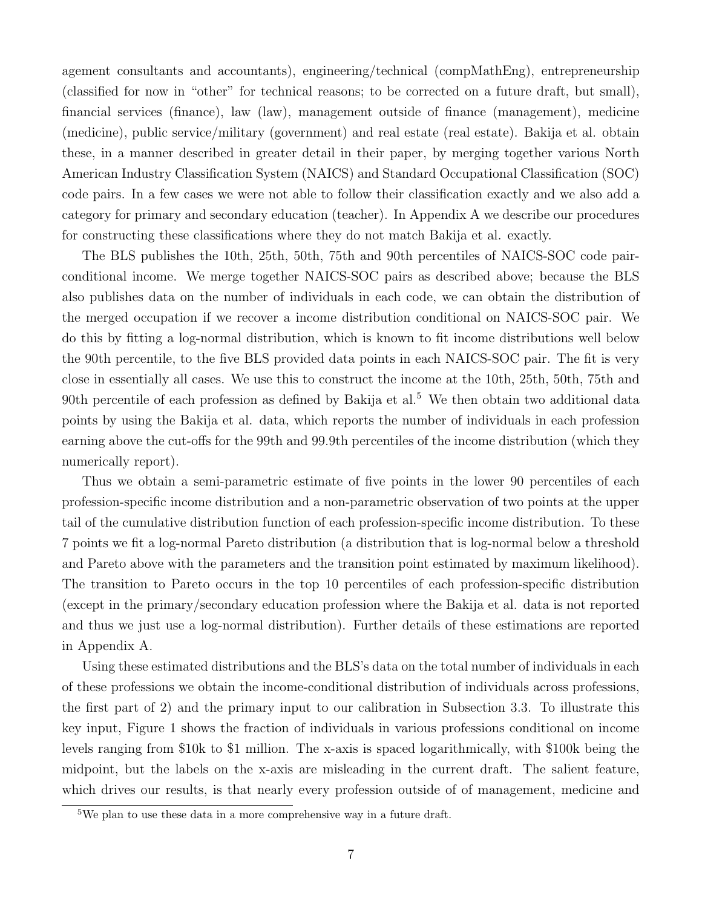agement consultants and accountants), engineering/technical (compMathEng), entrepreneurship (classified for now in "other" for technical reasons; to be corrected on a future draft, but small), financial services (finance), law (law), management outside of finance (management), medicine (medicine), public service/military (government) and real estate (real estate). Bakija et al. obtain these, in a manner described in greater detail in their paper, by merging together various North American Industry Classification System (NAICS) and Standard Occupational Classification (SOC) code pairs. In a few cases we were not able to follow their classification exactly and we also add a category for primary and secondary education (teacher). In Appendix A we describe our procedures for constructing these classifications where they do not match Bakija et al. exactly.

The BLS publishes the 10th, 25th, 50th, 75th and 90th percentiles of NAICS-SOC code pair-conditional income. We merge together NAICS-SOC pairs as described above; because the BLS also publishes data on the number of individuals in each code, we can obtain the distribution of the merged occupation if we recover a income distribution conditional on NAICS-SOC pair. We do this by fitting a log-normal distribution, which is known to fit income distributions well below the 90th percentile, to the five BLS provided data points in each NAICS-SOC pair. The fit is very close in essentially all cases. We use this to construct the income at the 10th, 25th, 50th, 75th and 90th percentile of each profession as defined by Bakija et al.[5] We then obtain two additional data points by using the Bakija et al. data, which reports the number of individuals in each profession earning above the cut-offs for the 99th and 99.9th percentiles of the income distribution (which they numerically report).

Thus we obtain a semi-parametric estimate of five points in the lower 90 percentiles of each profession-specific income distribution and a non-parametric observation of two points at the upper tail of the cumulative distribution function of each profession-specific income distribution. To these 7 points we fit a log-normal Pareto distribution (a distribution that is log-normal below a threshold and Pareto above with the parameters and the transition point estimated by maximum likelihood). The transition to Pareto occurs in the top 10 percentiles of each profession-specific distribution (except in the primary/secondary education profession where the Bakija et al. data is not reported and thus we just use a log-normal distribution). Further details of these estimations are reported in Appendix A.

Using these estimated distributions and the BLS's data on the total number of individuals in each of these professions we obtain the income-conditional distribution of individuals across professions, the first part of 2) and the primary input to our calibration in Subsection 3.3. To illustrate this key input, Figure 1 shows the fraction of individuals in various professions conditional on income levels ranging from \$10k to \$1 million. The x-axis is spaced logarithmically, with \$100k being the midpoint, but the labels on the x-axis are misleading in the current draft. The salient feature, which drives our results, is that nearly every profession outside of of management, medicine and

[5] We plan to use these data in a more comprehensive way in a future draft.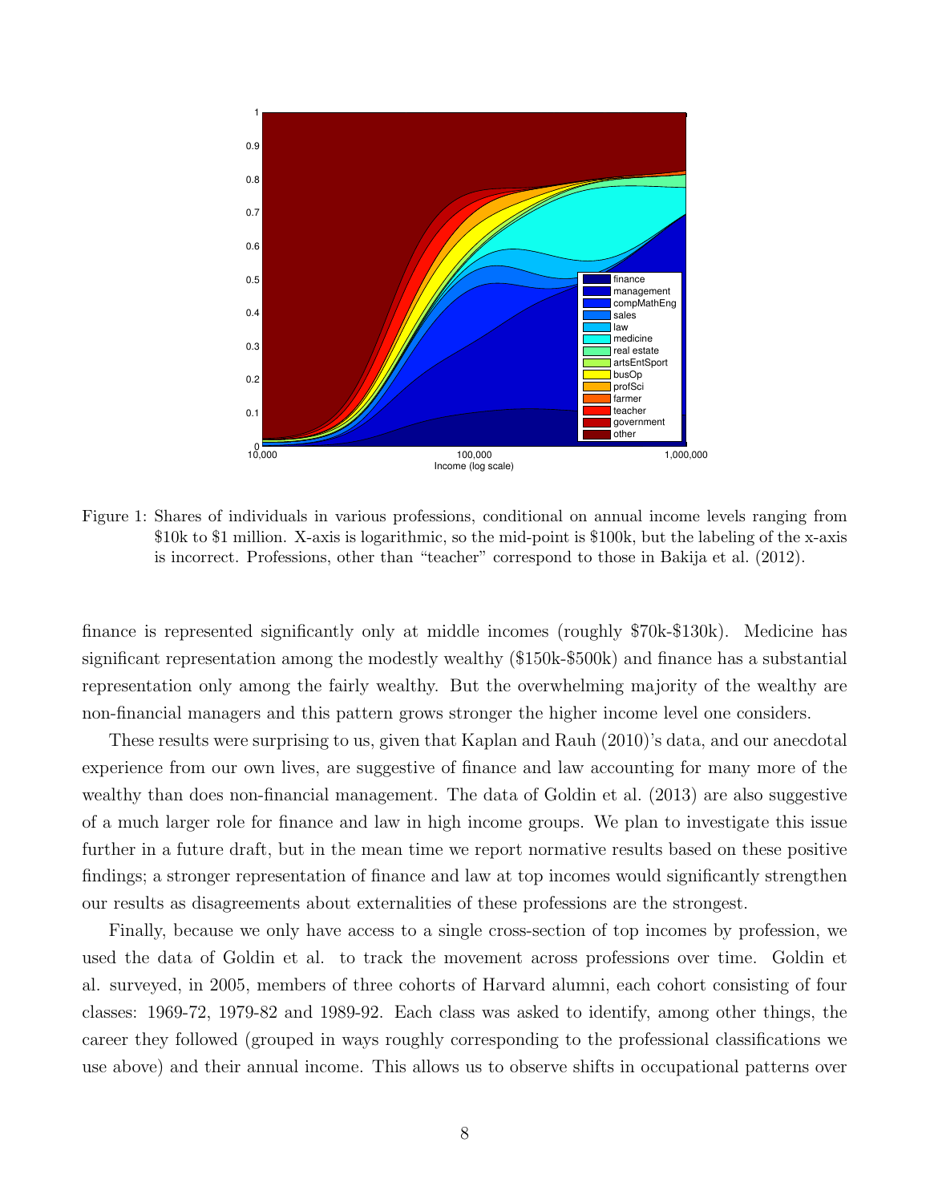Figure 1: Shares of individuals in various professions, conditional on annual income levels ranging from \$10k to \$1 million. X-axis is logarithmic, so the mid-point is \$100k, but the labeling of the x-axis is incorrect. Professions, other than "teacher" correspond to those in Bakija et al. (2012).

finance is represented significantly only at middle incomes (roughly \$70k-\$130k). Medicine has significant representation among the modestly wealthy (\$150k-\$500k) and finance has a substantial representation only among the fairly wealthy. But the overwhelming majority of the wealthy are non-financial managers and this pattern grows stronger the higher income level one considers.

These results were surprising to us, given that Kaplan and Rauh (2010)'s data, and our anecdotal experience from our own lives, are suggestive of finance and law accounting for many more of the wealthy than does non-financial management. The data of Goldin et al. (2013) are also suggestive of a much larger role for finance and law in high income groups. We plan to investigate this issue further in a future draft, but in the mean time we report normative results based on these positive findings; a stronger representation of finance and law at top incomes would significantly strengthen our results as disagreements about externalities of these professions are the strongest.

Finally, because we only have access to a single cross-section of top incomes by profession, we used the data of Goldin et al. to track the movement across professions over time. Goldin et al. surveyed, in 2005, members of three cohorts of Harvard alumni, each cohort consisting of four classes: 1969-72, 1979-82 and 1989-92. Each class was asked to identify, among other things, the career they followed (grouped in ways roughly corresponding to the professional classifications we use above) and their annual income. This allows us to observe shifts in occupational patterns over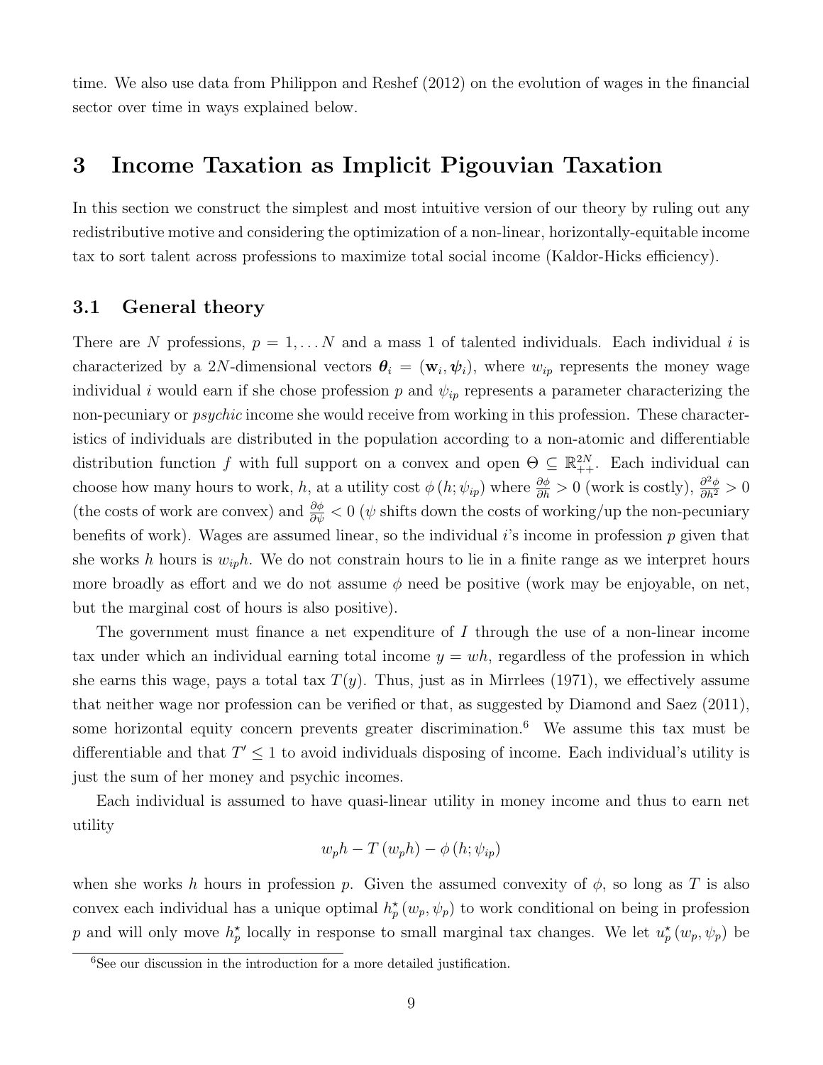time. We also use data from Philippon and Reshef (2012) on the evolution of wages in the financial sector over time in ways explained below.

# 3 Income Taxation as Implicit Pigouvian Taxation

In this section we construct the simplest and most intuitive version of our theory by ruling out any redistributive motive and considering the optimization of a non-linear, horizontally-equitable income tax to sort talent across professions to maximize total social income (Kaldor-Hicks efficiency).

## 3.1 General theory

There are $N$ professions, $p = 1, \ldots N$ and a mass 1 of talented individuals. Each individual $i$ is characterized by a $2N$-dimensional vectors $\boldsymbol{\theta}_i = (\mathbf{w}_i, \boldsymbol{\psi}_i)$, where $w_{ip}$ represents the money wage individual $i$ would earn if she chose profession $p$ and $\psi_{ip}$ represents a parameter characterizing the non-pecuniary or *psychic* income she would receive from working in this profession. These characteristics of individuals are distributed in the population according to a non-atomic and differentiable distribution function $f$ with full support on a convex and open $\Theta \subseteq \mathbb{R}^{2N}_{++}$. Each individual can choose how many hours to work, $h$, at a utility cost $\phi\left(h; \psi_{ip}\right)$ where $\frac{\partial \phi}{\partial h} > 0$ (work is costly), $\frac{\partial^2 \phi}{\partial h^2} > 0$ (the costs of work are convex) and $\frac{\partial \phi}{\partial \psi} < 0$ ($\psi$ shifts down the costs of working/up the non-pecuniary benefits of work). Wages are assumed linear, so the individual $i$'s income in profession $p$ given that she works $h$ hours is $w_{ip}h$. We do not constrain hours to lie in a finite range as we interpret hours more broadly as effort and we do not assume $\phi$ need be positive (work may be enjoyable, on net, but the marginal cost of hours is also positive).

The government must finance a net expenditure of $I$ through the use of a non-linear income tax under which an individual earning total income $y = wh$, regardless of the profession in which she earns this wage, pays a total tax $T(y)$. Thus, just as in Mirrlees (1971), we effectively assume that neither wage nor profession can be verified or that, as suggested by Diamond and Saez (2011), some horizontal equity concern prevents greater discrimination.[6] We assume this tax must be differentiable and that $T' \leq 1$ to avoid individuals disposing of income. Each individual's utility is just the sum of her money and psychic incomes.

Each individual is assumed to have quasi-linear utility in money income and thus to earn net utility

$$w_p h - T\left(w_p h\right) - \phi\left(h; \psi_{ip}\right)$$

when she works $h$ hours in profession $p$. Given the assumed convexity of $\phi$, so long as $T$ is also convex each individual has a unique optimal $h_p^\star\left(w_p, \psi_p\right)$ to work conditional on being in profession $p$ and will only move $h_p^\star$ locally in response to small marginal tax changes. We let $u_p^\star\left(w_p, \psi_p\right)$ be

[6] See our discussion in the introduction for a more detailed justification.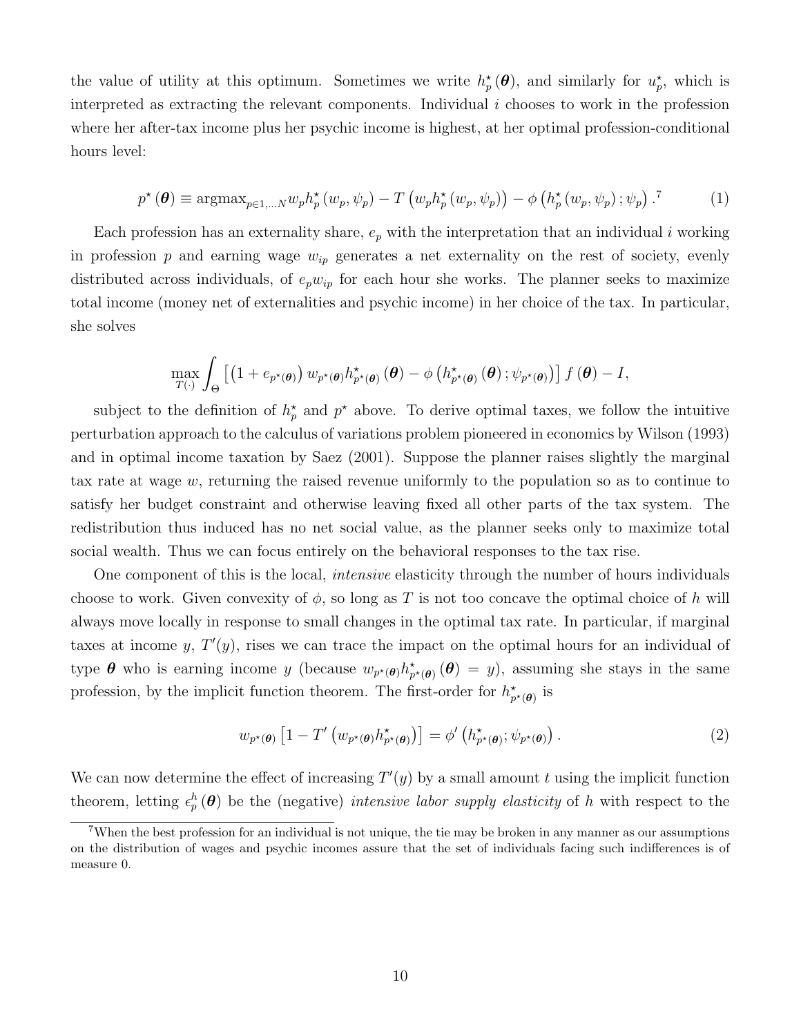the value of utility at this optimum. Sometimes we write $h_p^\star(\boldsymbol{\theta})$, and similarly for $u_p^\star$, which is interpreted as extracting the relevant components. Individual $i$ chooses to work in the profession where her after-tax income plus her psychic income is highest, at her optimal profession-conditional hours level:

$$p^\star(\boldsymbol{\theta}) \equiv \text{argmax}_{p \in 1,\dots N} w_p h_p^\star(w_p, \psi_p) - T\left(w_p h_p^\star(w_p, \psi_p)\right) - \phi\left(h_p^\star(w_p, \psi_p); \psi_p\right).^7 \tag{1}$$

Each profession has an externality share, $e_p$ with the interpretation that an individual $i$ working in profession $p$ and earning wage $w_{ip}$ generates a net externality on the rest of society, evenly distributed across individuals, of $e_p w_{ip}$ for each hour she works. The planner seeks to maximize total income (money net of externalities and psychic income) in her choice of the tax. In particular, she solves

$$\max_{T(\cdot)} \int_\Theta \left[\left(1 + e_{p^\star(\boldsymbol{\theta})}\right) w_{p^\star(\boldsymbol{\theta})} h^\star_{p^\star(\boldsymbol{\theta})}(\boldsymbol{\theta}) - \phi\left(h^\star_{p^\star(\boldsymbol{\theta})}(\boldsymbol{\theta}); \psi_{p^\star(\boldsymbol{\theta})}\right)\right] f(\boldsymbol{\theta}) - I,$$

subject to the definition of $h_p^\star$ and $p^\star$ above. To derive optimal taxes, we follow the intuitive perturbation approach to the calculus of variations problem pioneered in economics by Wilson (1993) and in optimal income taxation by Saez (2001). Suppose the planner raises slightly the marginal tax rate at wage $w$, returning the raised revenue uniformly to the population so as to continue to satisfy her budget constraint and otherwise leaving fixed all other parts of the tax system. The redistribution thus induced has no net social value, as the planner seeks only to maximize total social wealth. Thus we can focus entirely on the behavioral responses to the tax rise.

One component of this is the local, *intensive* elasticity through the number of hours individuals choose to work. Given convexity of $\phi$, so long as $T$ is not too concave the optimal choice of $h$ will always move locally in response to small changes in the optimal tax rate. In particular, if marginal taxes at income $y$, $T'(y)$, rises we can trace the impact on the optimal hours for an individual of type $\boldsymbol{\theta}$ who is earning income $y$ (because $w_{p^\star(\boldsymbol{\theta})} h^\star_{p^\star(\boldsymbol{\theta})}(\boldsymbol{\theta}) = y$), assuming she stays in the same profession, by the implicit function theorem. The first-order for $h^\star_{p^\star(\boldsymbol{\theta})}$ is

$$w_{p^\star(\boldsymbol{\theta})}\left[1 - T'\left(w_{p^\star(\boldsymbol{\theta})} h^\star_{p^\star(\boldsymbol{\theta})}\right)\right] = \phi'\left(h^\star_{p^\star(\boldsymbol{\theta})}; \psi_{p^\star(\boldsymbol{\theta})}\right). \tag{2}$$

We can now determine the effect of increasing $T'(y)$ by a small amount $t$ using the implicit function theorem, letting $\epsilon_p^h(\boldsymbol{\theta})$ be the (negative) *intensive labor supply elasticity* of $h$ with respect to the

[7] When the best profession for an individual is not unique, the tie may be broken in any manner as our assumptions on the distribution of wages and psychic incomes assure that the set of individuals facing such indifferences is of measure 0.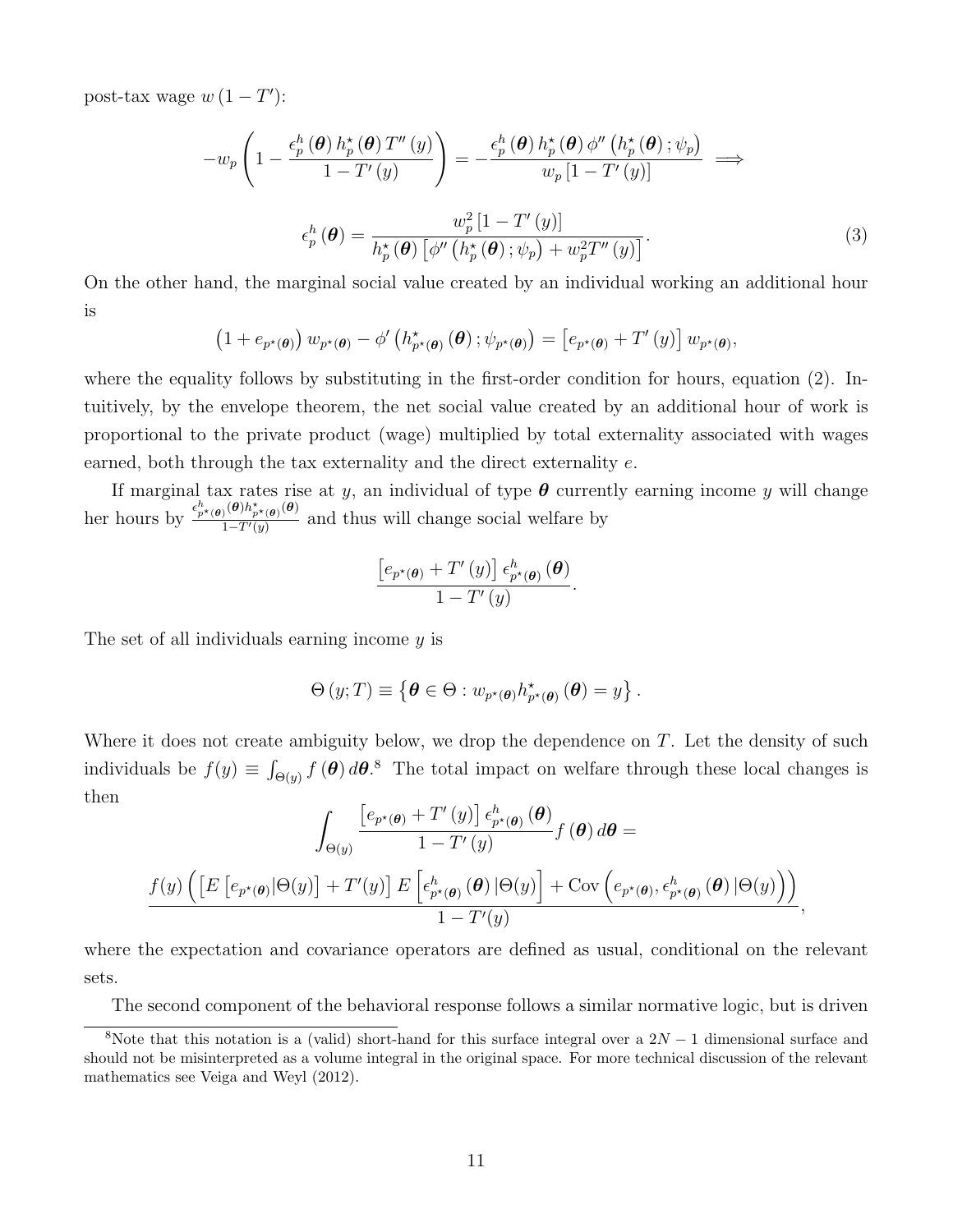post-tax wage $w(1-T')$:

$$-w_p\left(1-\frac{\epsilon_p^h(\boldsymbol{\theta})\,h_p^\star(\boldsymbol{\theta})\,T''(y)}{1-T'(y)}\right)=-\frac{\epsilon_p^h(\boldsymbol{\theta})\,h_p^\star(\boldsymbol{\theta})\,\phi''\left(h_p^\star(\boldsymbol{\theta});\psi_p\right)}{w_p\left[1-T'(y)\right]}\implies$$

$$\epsilon_p^h(\boldsymbol{\theta})=\frac{w_p^2\left[1-T'(y)\right]}{h_p^\star(\boldsymbol{\theta})\left[\phi''\left(h_p^\star(\boldsymbol{\theta});\psi_p\right)+w_p^2T''(y)\right]}. \tag{3}$$

On the other hand, the marginal social value created by an individual working an additional hour is

$$\left(1+e_{p^\star(\boldsymbol{\theta})}\right)w_{p^\star(\boldsymbol{\theta})}-\phi'\left(h_{p^\star(\boldsymbol{\theta})}^\star(\boldsymbol{\theta});\psi_{p^\star(\boldsymbol{\theta})}\right)=\left[e_{p^\star(\boldsymbol{\theta})}+T'(y)\right]w_{p^\star(\boldsymbol{\theta})},$$

where the equality follows by substituting in the first-order condition for hours, equation (2). Intuitively, by the envelope theorem, the net social value created by an additional hour of work is proportional to the private product (wage) multiplied by total externality associated with wages earned, both through the tax externality and the direct externality $e$.

If marginal tax rates rise at $y$, an individual of type $\boldsymbol{\theta}$ currently earning income $y$ will change her hours by $\frac{\epsilon_{p^\star(\boldsymbol{\theta})}^h(\boldsymbol{\theta})h_{p^\star(\boldsymbol{\theta})}^\star(\boldsymbol{\theta})}{1-T'(y)}$ and thus will change social welfare by

$$\frac{\left[e_{p^\star(\boldsymbol{\theta})}+T'(y)\right]\epsilon_{p^\star(\boldsymbol{\theta})}^h(\boldsymbol{\theta})}{1-T'(y)}.$$

The set of all individuals earning income $y$ is

$$\Theta(y;T)\equiv\left\{\boldsymbol{\theta}\in\Theta:w_{p^\star(\boldsymbol{\theta})}h_{p^\star(\boldsymbol{\theta})}^\star(\boldsymbol{\theta})=y\right\}.$$

Where it does not create ambiguity below, we drop the dependence on $T$. Let the density of such individuals be $f(y)\equiv\int_{\Theta(y)}f(\boldsymbol{\theta})\,d\boldsymbol{\theta}$.[8] The total impact on welfare through these local changes is then

$$\int_{\Theta(y)}\frac{\left[e_{p^\star(\boldsymbol{\theta})}+T'(y)\right]\epsilon_{p^\star(\boldsymbol{\theta})}^h(\boldsymbol{\theta})}{1-T'(y)}f(\boldsymbol{\theta})\,d\boldsymbol{\theta}=$$

$$\frac{f(y)\left(\left[E\left[e_{p^\star(\boldsymbol{\theta})}|\Theta(y)\right]+T'(y)\right]E\left[\epsilon_{p^\star(\boldsymbol{\theta})}^h(\boldsymbol{\theta})\,|\Theta(y)\right]+\operatorname{Cov}\left(e_{p^\star(\boldsymbol{\theta})},\epsilon_{p^\star(\boldsymbol{\theta})}^h(\boldsymbol{\theta})\,|\Theta(y)\right)\right)}{1-T'(y)},$$

where the expectation and covariance operators are defined as usual, conditional on the relevant sets.

The second component of the behavioral response follows a similar normative logic, but is driven

[8] Note that this notation is a (valid) short-hand for this surface integral over a $2N-1$ dimensional surface and should not be misinterpreted as a volume integral in the original space. For more technical discussion of the relevant mathematics see Veiga and Weyl (2012).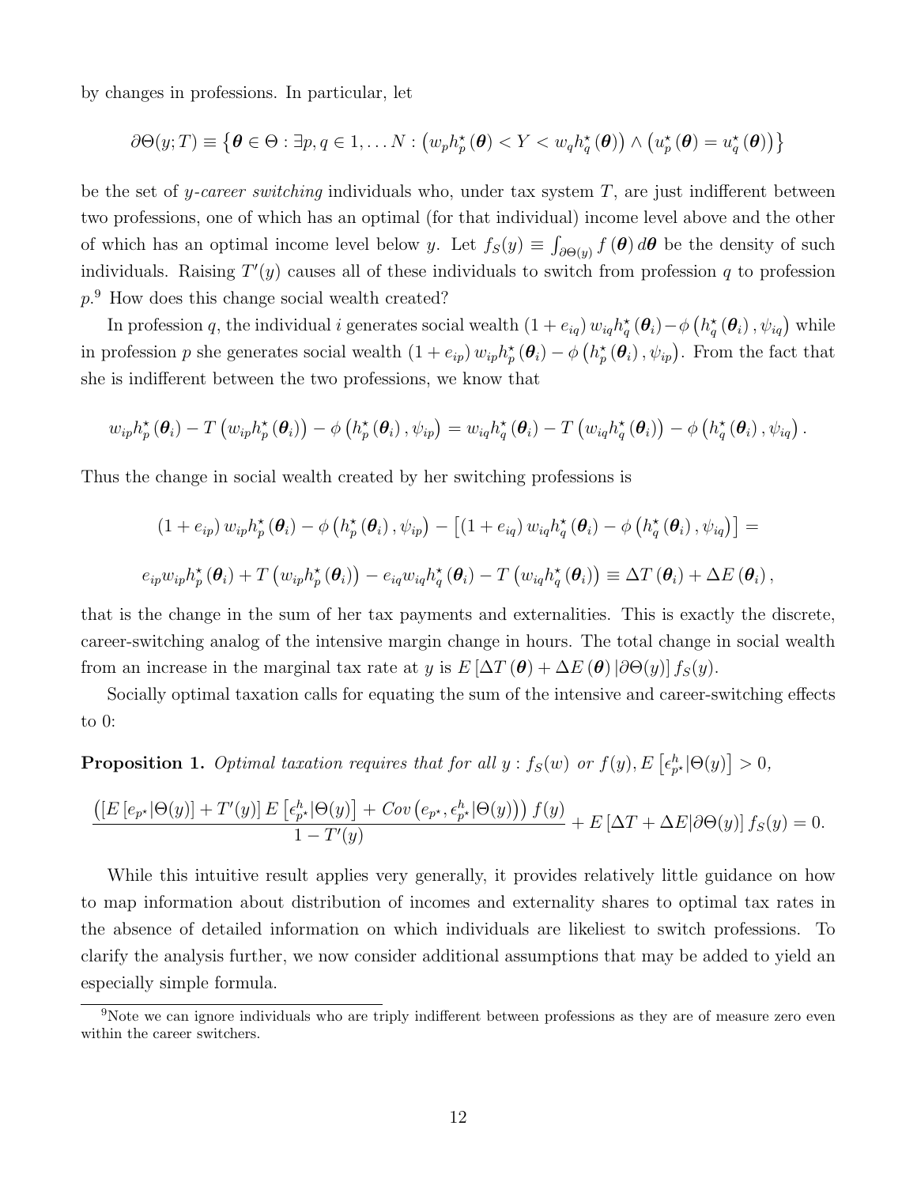by changes in professions. In particular, let

$$\partial\Theta(y;T) \equiv \left\{\boldsymbol{\theta} \in \Theta : \exists p, q \in 1, \dots N : \left(w_p h_p^\star(\boldsymbol{\theta}) < Y < w_q h_q^\star(\boldsymbol{\theta})\right) \wedge \left(u_p^\star(\boldsymbol{\theta}) = u_q^\star(\boldsymbol{\theta})\right)\right\}$$

be the set of *y-career switching* individuals who, under tax system $T$, are just indifferent between two professions, one of which has an optimal (for that individual) income level above and the other of which has an optimal income level below $y$. Let $f_S(y) \equiv \int_{\partial\Theta(y)} f(\boldsymbol{\theta})\, d\boldsymbol{\theta}$ be the density of such individuals. Raising $T'(y)$ causes all of these individuals to switch from profession $q$ to profession $p$.[9] How does this change social wealth created?

In profession $q$, the individual $i$ generates social wealth $(1+e_{iq})\, w_{iq} h_q^\star(\boldsymbol{\theta}_i) - \phi\left(h_q^\star(\boldsymbol{\theta}_i), \psi_{iq}\right)$ while in profession $p$ she generates social wealth $(1+e_{ip})\, w_{ip} h_p^\star(\boldsymbol{\theta}_i) - \phi\left(h_p^\star(\boldsymbol{\theta}_i), \psi_{ip}\right)$. From the fact that she is indifferent between the two professions, we know that

$$w_{ip} h_p^\star(\boldsymbol{\theta}_i) - T\left(w_{ip} h_p^\star(\boldsymbol{\theta}_i)\right) - \phi\left(h_p^\star(\boldsymbol{\theta}_i), \psi_{ip}\right) = w_{iq} h_q^\star(\boldsymbol{\theta}_i) - T\left(w_{iq} h_q^\star(\boldsymbol{\theta}_i)\right) - \phi\left(h_q^\star(\boldsymbol{\theta}_i), \psi_{iq}\right).$$

Thus the change in social wealth created by her switching professions is

$$(1+e_{ip})\, w_{ip} h_p^\star(\boldsymbol{\theta}_i) - \phi\left(h_p^\star(\boldsymbol{\theta}_i), \psi_{ip}\right) - \left[(1+e_{iq})\, w_{iq} h_q^\star(\boldsymbol{\theta}_i) - \phi\left(h_q^\star(\boldsymbol{\theta}_i), \psi_{iq}\right)\right] =$$

$$e_{ip} w_{ip} h_p^\star(\boldsymbol{\theta}_i) + T\left(w_{ip} h_p^\star(\boldsymbol{\theta}_i)\right) - e_{iq} w_{iq} h_q^\star(\boldsymbol{\theta}_i) - T\left(w_{iq} h_q^\star(\boldsymbol{\theta}_i)\right) \equiv \Delta T(\boldsymbol{\theta}_i) + \Delta E(\boldsymbol{\theta}_i),$$

that is the change in the sum of her tax payments and externalities. This is exactly the discrete, career-switching analog of the intensive margin change in hours. The total change in social wealth from an increase in the marginal tax rate at $y$ is $E\left[\Delta T(\boldsymbol{\theta}) + \Delta E(\boldsymbol{\theta}) | \partial\Theta(y)\right] f_S(y)$.

Socially optimal taxation calls for equating the sum of the intensive and career-switching effects to 0:

**Proposition 1.** *Optimal taxation requires that for all $y : f_S(w)$ or $f(y), E\left[\epsilon_{p^\star}^h | \Theta(y)\right] > 0$,*

$$\frac{\left(\left[E\left[e_{p^\star}|\Theta(y)\right] + T'(y)\right] E\left[\epsilon_{p^\star}^h|\Theta(y)\right] + Cov\left(e_{p^\star}, \epsilon_{p^\star}^h|\Theta(y)\right)\right) f(y)}{1 - T'(y)} + E\left[\Delta T + \Delta E | \partial\Theta(y)\right] f_S(y) = 0.$$

While this intuitive result applies very generally, it provides relatively little guidance on how to map information about distribution of incomes and externality shares to optimal tax rates in the absence of detailed information on which individuals are likeliest to switch professions. To clarify the analysis further, we now consider additional assumptions that may be added to yield an especially simple formula.

[9] Note we can ignore individuals who are triply indifferent between professions as they are of measure zero even within the career switchers.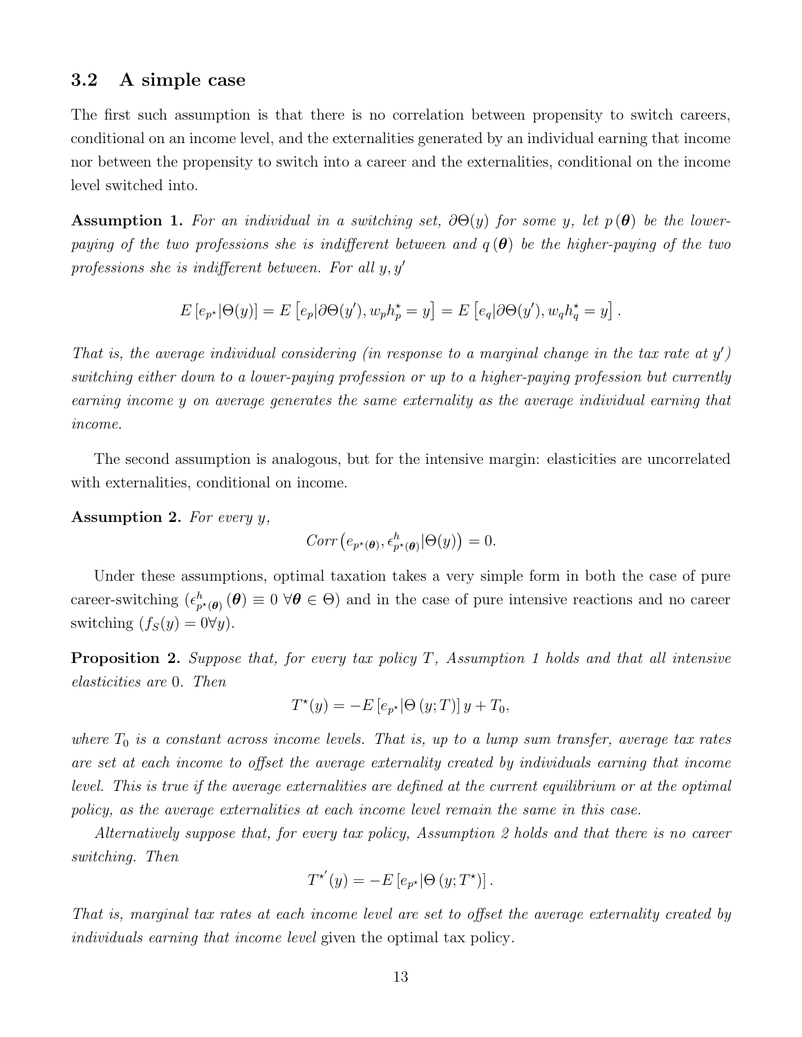### 3.2 A simple case

The first such assumption is that there is no correlation between propensity to switch careers, conditional on an income level, and the externalities generated by an individual earning that income nor between the propensity to switch into a career and the externalities, conditional on the income level switched into.

**Assumption 1.** *For an individual in a switching set, $\partial\Theta(y)$ for some $y$, let $p(\boldsymbol{\theta})$ be the lower-paying of the two professions she is indifferent between and $q(\boldsymbol{\theta})$ be the higher-paying of the two professions she is indifferent between. For all $y, y'$*

$$E\left[e_{p^\star}|\Theta(y)\right] = E\left[e_p|\partial\Theta(y'), w_p h_p^\star = y\right] = E\left[e_q|\partial\Theta(y'), w_q h_q^\star = y\right].$$

*That is, the average individual considering (in response to a marginal change in the tax rate at $y'$) switching either down to a lower-paying profession or up to a higher-paying profession but currently earning income $y$ on average generates the same externality as the average individual earning that income.*

The second assumption is analogous, but for the intensive margin: elasticities are uncorrelated with externalities, conditional on income.

**Assumption 2.** *For every $y$,*

$$Corr\left(e_{p^\star(\boldsymbol{\theta})}, \epsilon^h_{p^\star(\boldsymbol{\theta})}|\Theta(y)\right) = 0.$$

Under these assumptions, optimal taxation takes a very simple form in both the case of pure career-switching ($\epsilon^h_{p^\star(\boldsymbol{\theta})}(\boldsymbol{\theta}) \equiv 0 \ \forall \boldsymbol{\theta} \in \Theta$) and in the case of pure intensive reactions and no career switching ($f_S(y) = 0 \forall y$).

**Proposition 2.** *Suppose that, for every tax policy $T$, Assumption 1 holds and that all intensive elasticities are 0. Then*

$$T^\star(y) = -E\left[e_{p^\star}|\Theta\left(y;T\right)\right]y + T_0,$$

*where $T_0$ is a constant across income levels. That is, up to a lump sum transfer, average tax rates are set at each income to offset the average externality created by individuals earning that income level. This is true if the average externalities are defined at the current equilibrium or at the optimal policy, as the average externalities at each income level remain the same in this case.*

*Alternatively suppose that, for every tax policy, Assumption 2 holds and that there is no career switching. Then*

$$T^{\star'}(y) = -E\left[e_{p^\star}|\Theta\left(y;T^\star\right)\right].$$

*That is, marginal tax rates at each income level are set to offset the average externality created by individuals earning that income level* given the optimal tax policy.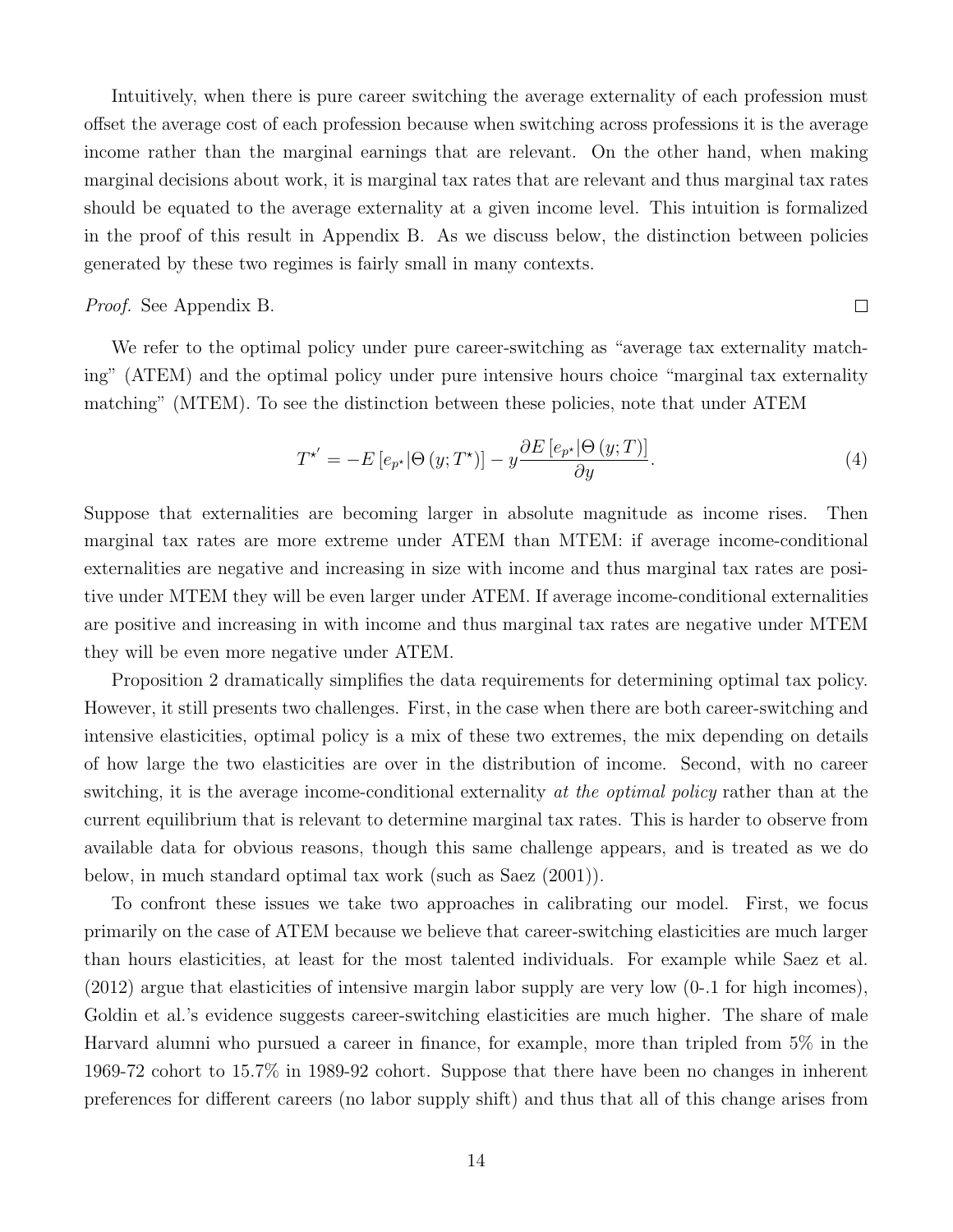Intuitively, when there is pure career switching the average externality of each profession must offset the average cost of each profession because when switching across professions it is the average income rather than the marginal earnings that are relevant. On the other hand, when making marginal decisions about work, it is marginal tax rates that are relevant and thus marginal tax rates should be equated to the average externality at a given income level. This intuition is formalized in the proof of this result in Appendix B. As we discuss below, the distinction between policies generated by these two regimes is fairly small in many contexts.

*Proof.* See Appendix B. □

We refer to the optimal policy under pure career-switching as "average tax externality matching" (ATEM) and the optimal policy under pure intensive hours choice "marginal tax externality matching" (MTEM). To see the distinction between these policies, note that under ATEM

$$T^{\star'} = -E\left[e_{p^\star}|\Theta\left(y;T^\star\right)\right] - y\frac{\partial E\left[e_{p^\star}|\Theta\left(y;T\right)\right]}{\partial y}. \tag{4}$$

Suppose that externalities are becoming larger in absolute magnitude as income rises. Then marginal tax rates are more extreme under ATEM than MTEM: if average income-conditional externalities are negative and increasing in size with income and thus marginal tax rates are positive under MTEM they will be even larger under ATEM. If average income-conditional externalities are positive and increasing in with income and thus marginal tax rates are negative under MTEM they will be even more negative under ATEM.

Proposition 2 dramatically simplifies the data requirements for determining optimal tax policy. However, it still presents two challenges. First, in the case when there are both career-switching and intensive elasticities, optimal policy is a mix of these two extremes, the mix depending on details of how large the two elasticities are over in the distribution of income. Second, with no career switching, it is the average income-conditional externality *at the optimal policy* rather than at the current equilibrium that is relevant to determine marginal tax rates. This is harder to observe from available data for obvious reasons, though this same challenge appears, and is treated as we do below, in much standard optimal tax work (such as Saez (2001)).

To confront these issues we take two approaches in calibrating our model. First, we focus primarily on the case of ATEM because we believe that career-switching elasticities are much larger than hours elasticities, at least for the most talented individuals. For example while Saez et al. (2012) argue that elasticities of intensive margin labor supply are very low (0-.1 for high incomes), Goldin et al.'s evidence suggests career-switching elasticities are much higher. The share of male Harvard alumni who pursued a career in finance, for example, more than tripled from 5% in the 1969-72 cohort to 15.7% in 1989-92 cohort. Suppose that there have been no changes in inherent preferences for different careers (no labor supply shift) and thus that all of this change arises from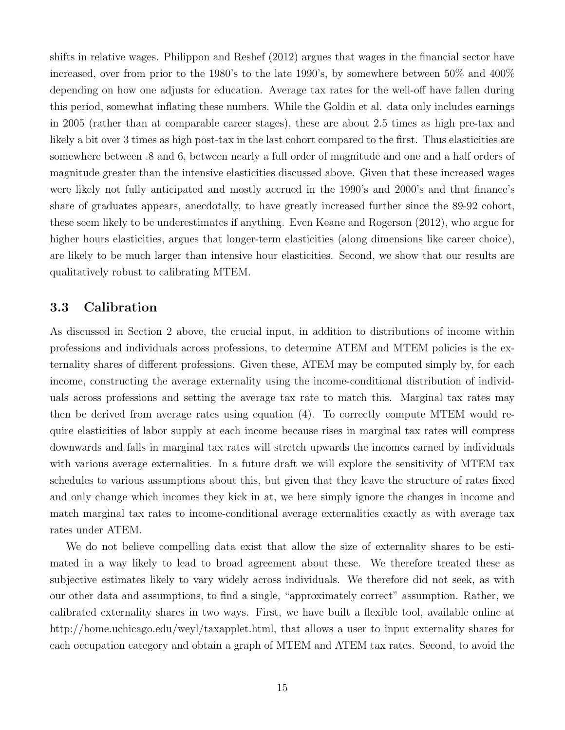shifts in relative wages. Philippon and Reshef (2012) argues that wages in the financial sector have increased, over from prior to the 1980's to the late 1990's, by somewhere between 50% and 400% depending on how one adjusts for education. Average tax rates for the well-off have fallen during this period, somewhat inflating these numbers. While the Goldin et al. data only includes earnings in 2005 (rather than at comparable career stages), these are about 2.5 times as high pre-tax and likely a bit over 3 times as high post-tax in the last cohort compared to the first. Thus elasticities are somewhere between .8 and 6, between nearly a full order of magnitude and one and a half orders of magnitude greater than the intensive elasticities discussed above. Given that these increased wages were likely not fully anticipated and mostly accrued in the 1990's and 2000's and that finance's share of graduates appears, anecdotally, to have greatly increased further since the 89-92 cohort, these seem likely to be underestimates if anything. Even Keane and Rogerson (2012), who argue for higher hours elasticities, argues that longer-term elasticities (along dimensions like career choice), are likely to be much larger than intensive hour elasticities. Second, we show that our results are qualitatively robust to calibrating MTEM.

### 3.3 Calibration

As discussed in Section 2 above, the crucial input, in addition to distributions of income within professions and individuals across professions, to determine ATEM and MTEM policies is the externality shares of different professions. Given these, ATEM may be computed simply by, for each income, constructing the average externality using the income-conditional distribution of individuals across professions and setting the average tax rate to match this. Marginal tax rates may then be derived from average rates using equation (4). To correctly compute MTEM would require elasticities of labor supply at each income because rises in marginal tax rates will compress downwards and falls in marginal tax rates will stretch upwards the incomes earned by individuals with various average externalities. In a future draft we will explore the sensitivity of MTEM tax schedules to various assumptions about this, but given that they leave the structure of rates fixed and only change which incomes they kick in at, we here simply ignore the changes in income and match marginal tax rates to income-conditional average externalities exactly as with average tax rates under ATEM.

We do not believe compelling data exist that allow the size of externality shares to be estimated in a way likely to lead to broad agreement about these. We therefore treated these as subjective estimates likely to vary widely across individuals. We therefore did not seek, as with our other data and assumptions, to find a single, "approximately correct" assumption. Rather, we calibrated externality shares in two ways. First, we have built a flexible tool, available online at http://home.uchicago.edu/weyl/taxapplet.html, that allows a user to input externality shares for each occupation category and obtain a graph of MTEM and ATEM tax rates. Second, to avoid the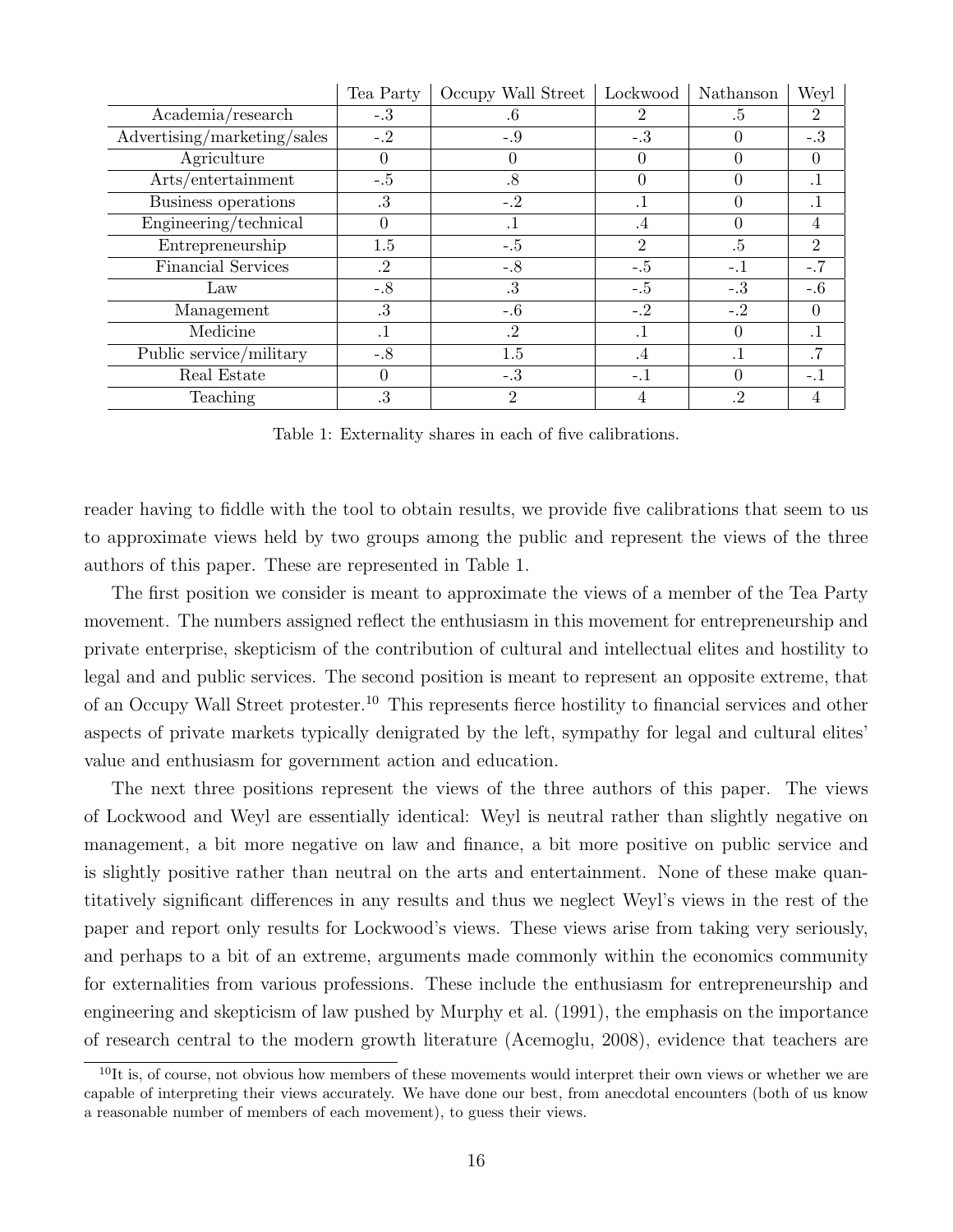| | Tea Party | Occupy Wall Street | Lockwood | Nathanson | Weyl |
|---|---|---|---|---|---|
| Academia/research | -.3 | .6 | 2 | .5 | 2 |
| Advertising/marketing/sales | -.2 | -.9 | -.3 | 0 | -.3 |
| Agriculture | 0 | 0 | 0 | 0 | 0 |
| Arts/entertainment | -.5 | .8 | 0 | 0 | .1 |
| Business operations | .3 | -.2 | .1 | 0 | .1 |
| Engineering/technical | 0 | .1 | .4 | 0 | 4 |
| Entrepreneurship | 1.5 | -.5 | 2 | .5 | 2 |
| Financial Services | .2 | -.8 | -.5 | -.1 | -.7 |
| Law | -.8 | .3 | -.5 | -.3 | -.6 |
| Management | .3 | -.6 | -.2 | -.2 | 0 |
| Medicine | .1 | .2 | .1 | 0 | .1 |
| Public service/military | -.8 | 1.5 | .4 | .1 | .7 |
| Real Estate | 0 | -.3 | -.1 | 0 | -.1 |
| Teaching | .3 | 2 | 4 | .2 | 4 |

Table 1: Externality shares in each of five calibrations.

reader having to fiddle with the tool to obtain results, we provide five calibrations that seem to us to approximate views held by two groups among the public and represent the views of the three authors of this paper. These are represented in Table 1.

The first position we consider is meant to approximate the views of a member of the Tea Party movement. The numbers assigned reflect the enthusiasm in this movement for entrepreneurship and private enterprise, skepticism of the contribution of cultural and intellectual elites and hostility to legal and and public services. The second position is meant to represent an opposite extreme, that of an Occupy Wall Street protester.[10] This represents fierce hostility to financial services and other aspects of private markets typically denigrated by the left, sympathy for legal and cultural elites' value and enthusiasm for government action and education.

The next three positions represent the views of the three authors of this paper. The views of Lockwood and Weyl are essentially identical: Weyl is neutral rather than slightly negative on management, a bit more negative on law and finance, a bit more positive on public service and is slightly positive rather than neutral on the arts and entertainment. None of these make quantitatively significant differences in any results and thus we neglect Weyl's views in the rest of the paper and report only results for Lockwood's views. These views arise from taking very seriously, and perhaps to a bit of an extreme, arguments made commonly within the economics community for externalities from various professions. These include the enthusiasm for entrepreneurship and engineering and skepticism of law pushed by Murphy et al. (1991), the emphasis on the importance of research central to the modern growth literature (Acemoglu, 2008), evidence that teachers are

[10] It is, of course, not obvious how members of these movements would interpret their own views or whether we are capable of interpreting their views accurately. We have done our best, from anecdotal encounters (both of us know a reasonable number of members of each movement), to guess their views.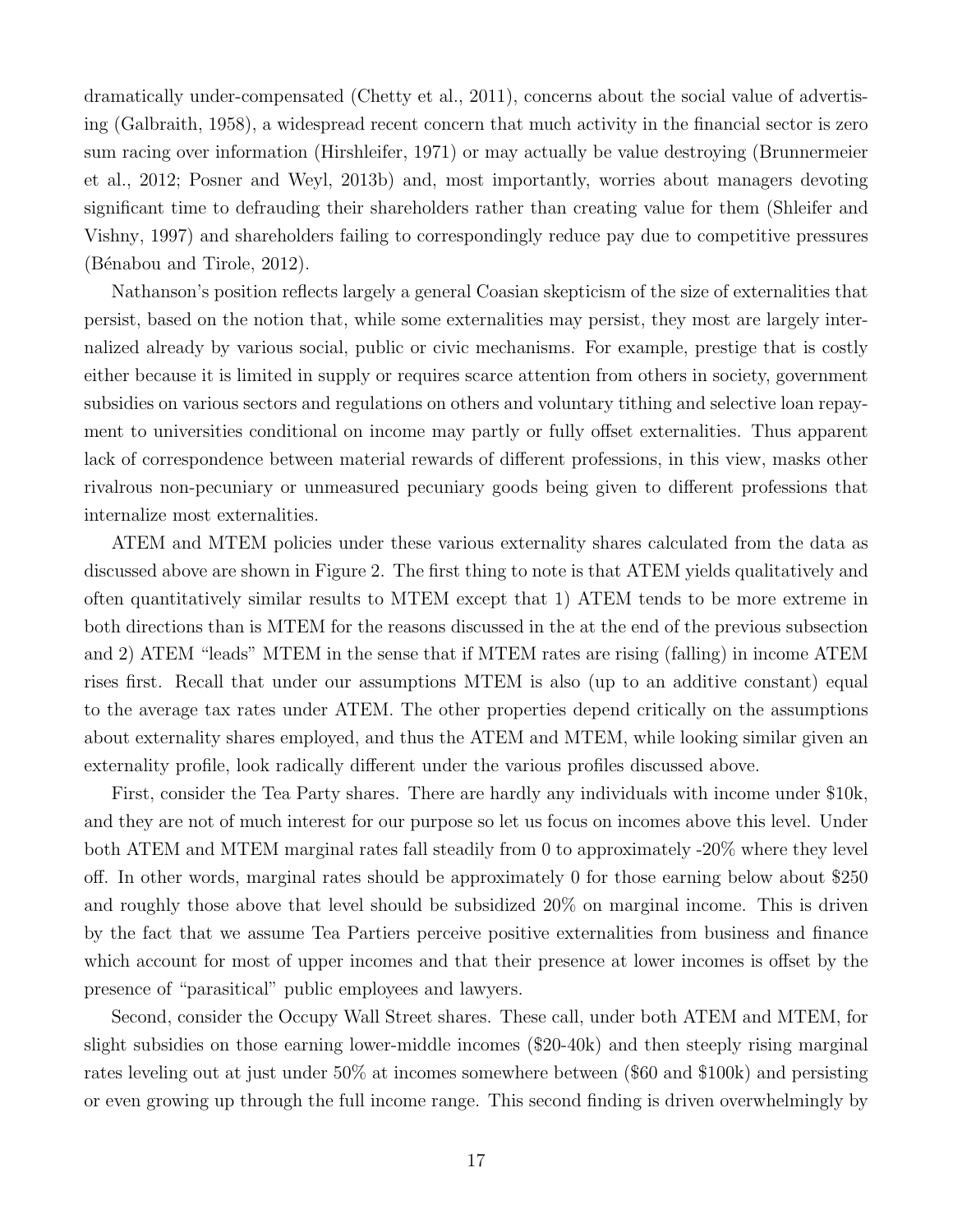dramatically under-compensated (Chetty et al., 2011), concerns about the social value of advertising (Galbraith, 1958), a widespread recent concern that much activity in the financial sector is zero sum racing over information (Hirshleifer, 1971) or may actually be value destroying (Brunnermeier et al., 2012; Posner and Weyl, 2013b) and, most importantly, worries about managers devoting significant time to defrauding their shareholders rather than creating value for them (Shleifer and Vishny, 1997) and shareholders failing to correspondingly reduce pay due to competitive pressures (Bénabou and Tirole, 2012).

Nathanson's position reflects largely a general Coasian skepticism of the size of externalities that persist, based on the notion that, while some externalities may persist, they most are largely internalized already by various social, public or civic mechanisms. For example, prestige that is costly either because it is limited in supply or requires scarce attention from others in society, government subsidies on various sectors and regulations on others and voluntary tithing and selective loan repayment to universities conditional on income may partly or fully offset externalities. Thus apparent lack of correspondence between material rewards of different professions, in this view, masks other rivalrous non-pecuniary or unmeasured pecuniary goods being given to different professions that internalize most externalities.

ATEM and MTEM policies under these various externality shares calculated from the data as discussed above are shown in Figure 2. The first thing to note is that ATEM yields qualitatively and often quantitatively similar results to MTEM except that 1) ATEM tends to be more extreme in both directions than is MTEM for the reasons discussed in the at the end of the previous subsection and 2) ATEM "leads" MTEM in the sense that if MTEM rates are rising (falling) in income ATEM rises first. Recall that under our assumptions MTEM is also (up to an additive constant) equal to the average tax rates under ATEM. The other properties depend critically on the assumptions about externality shares employed, and thus the ATEM and MTEM, while looking similar given an externality profile, look radically different under the various profiles discussed above.

First, consider the Tea Party shares. There are hardly any individuals with income under \$10k, and they are not of much interest for our purpose so let us focus on incomes above this level. Under both ATEM and MTEM marginal rates fall steadily from 0 to approximately -20% where they level off. In other words, marginal rates should be approximately 0 for those earning below about \$250 and roughly those above that level should be subsidized 20% on marginal income. This is driven by the fact that we assume Tea Partiers perceive positive externalities from business and finance which account for most of upper incomes and that their presence at lower incomes is offset by the presence of "parasitical" public employees and lawyers.

Second, consider the Occupy Wall Street shares. These call, under both ATEM and MTEM, for slight subsidies on those earning lower-middle incomes (\$20-40k) and then steeply rising marginal rates leveling out at just under 50% at incomes somewhere between (\$60 and \$100k) and persisting or even growing up through the full income range. This second finding is driven overwhelmingly by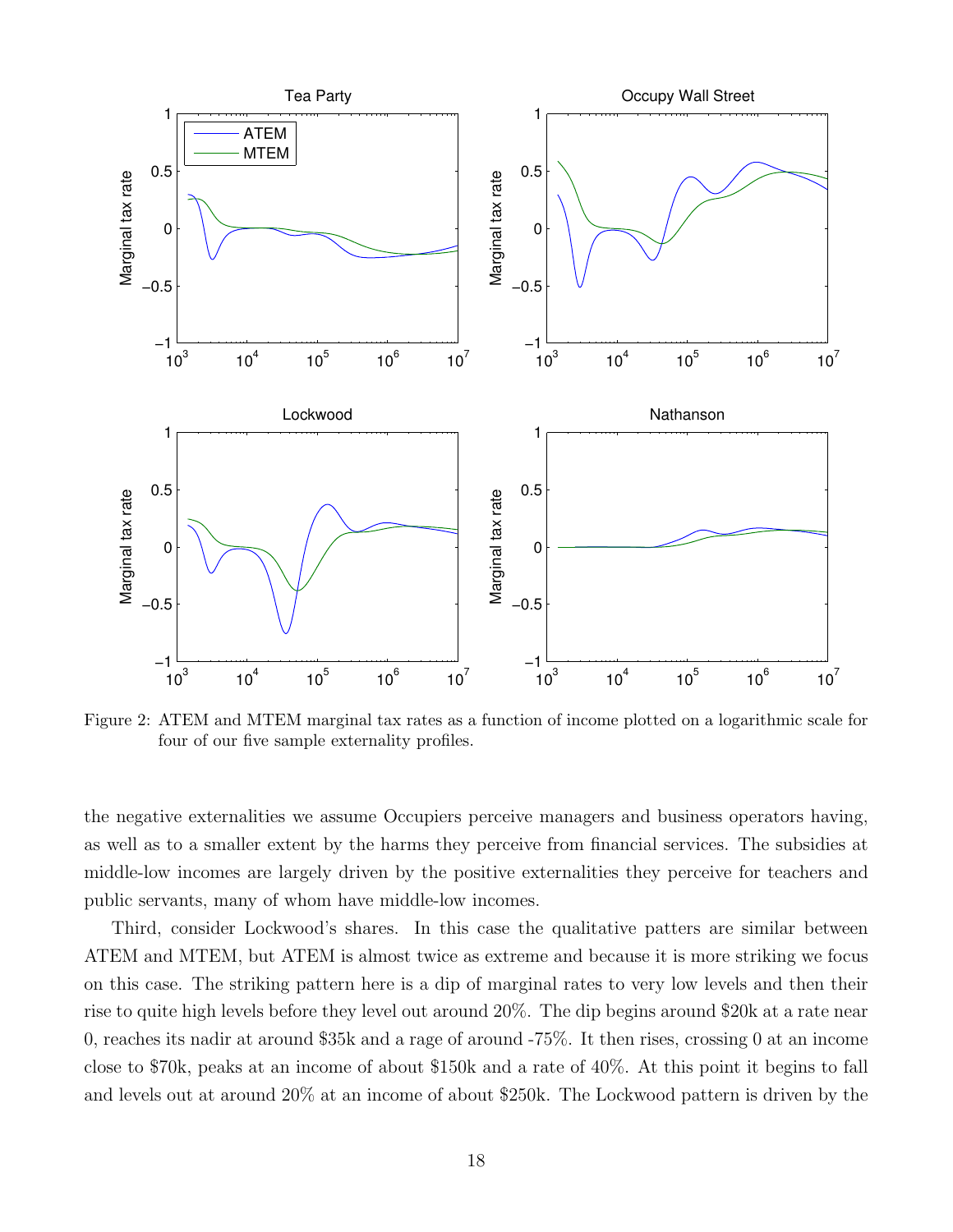Figure 2: ATEM and MTEM marginal tax rates as a function of income plotted on a logarithmic scale for four of our five sample externality profiles.

the negative externalities we assume Occupiers perceive managers and business operators having, as well as to a smaller extent by the harms they perceive from financial services. The subsidies at middle-low incomes are largely driven by the positive externalities they perceive for teachers and public servants, many of whom have middle-low incomes.

Third, consider Lockwood's shares. In this case the qualitative patters are similar between ATEM and MTEM, but ATEM is almost twice as extreme and because it is more striking we focus on this case. The striking pattern here is a dip of marginal rates to very low levels and then their rise to quite high levels before they level out around 20%. The dip begins around $20k at a rate near 0, reaches its nadir at around $35k and a rage of around -75%. It then rises, crossing 0 at an income close to $70k, peaks at an income of about $150k and a rate of 40%. At this point it begins to fall and levels out at around 20% at an income of about $250k. The Lockwood pattern is driven by the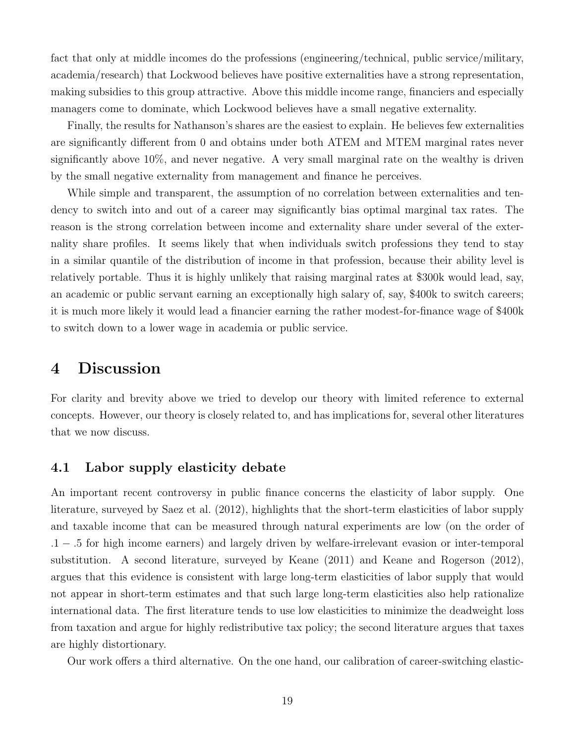fact that only at middle incomes do the professions (engineering/technical, public service/military, academia/research) that Lockwood believes have positive externalities have a strong representation, making subsidies to this group attractive. Above this middle income range, financiers and especially managers come to dominate, which Lockwood believes have a small negative externality.

Finally, the results for Nathanson's shares are the easiest to explain. He believes few externalities are significantly different from 0 and obtains under both ATEM and MTEM marginal rates never significantly above 10%, and never negative. A very small marginal rate on the wealthy is driven by the small negative externality from management and finance he perceives.

While simple and transparent, the assumption of no correlation between externalities and tendency to switch into and out of a career may significantly bias optimal marginal tax rates. The reason is the strong correlation between income and externality share under several of the externality share profiles. It seems likely that when individuals switch professions they tend to stay in a similar quantile of the distribution of income in that profession, because their ability level is relatively portable. Thus it is highly unlikely that raising marginal rates at \$300k would lead, say, an academic or public servant earning an exceptionally high salary of, say, \$400k to switch careers; it is much more likely it would lead a financier earning the rather modest-for-finance wage of \$400k to switch down to a lower wage in academia or public service.

# 4 Discussion

For clarity and brevity above we tried to develop our theory with limited reference to external concepts. However, our theory is closely related to, and has implications for, several other literatures that we now discuss.

## 4.1 Labor supply elasticity debate

An important recent controversy in public finance concerns the elasticity of labor supply. One literature, surveyed by Saez et al. (2012), highlights that the short-term elasticities of labor supply and taxable income that can be measured through natural experiments are low (on the order of $.1 - .5$ for high income earners) and largely driven by welfare-irrelevant evasion or inter-temporal substitution. A second literature, surveyed by Keane (2011) and Keane and Rogerson (2012), argues that this evidence is consistent with large long-term elasticities of labor supply that would not appear in short-term estimates and that such large long-term elasticities also help rationalize international data. The first literature tends to use low elasticities to minimize the deadweight loss from taxation and argue for highly redistributive tax policy; the second literature argues that taxes are highly distortionary.

Our work offers a third alternative. On the one hand, our calibration of career-switching elastic-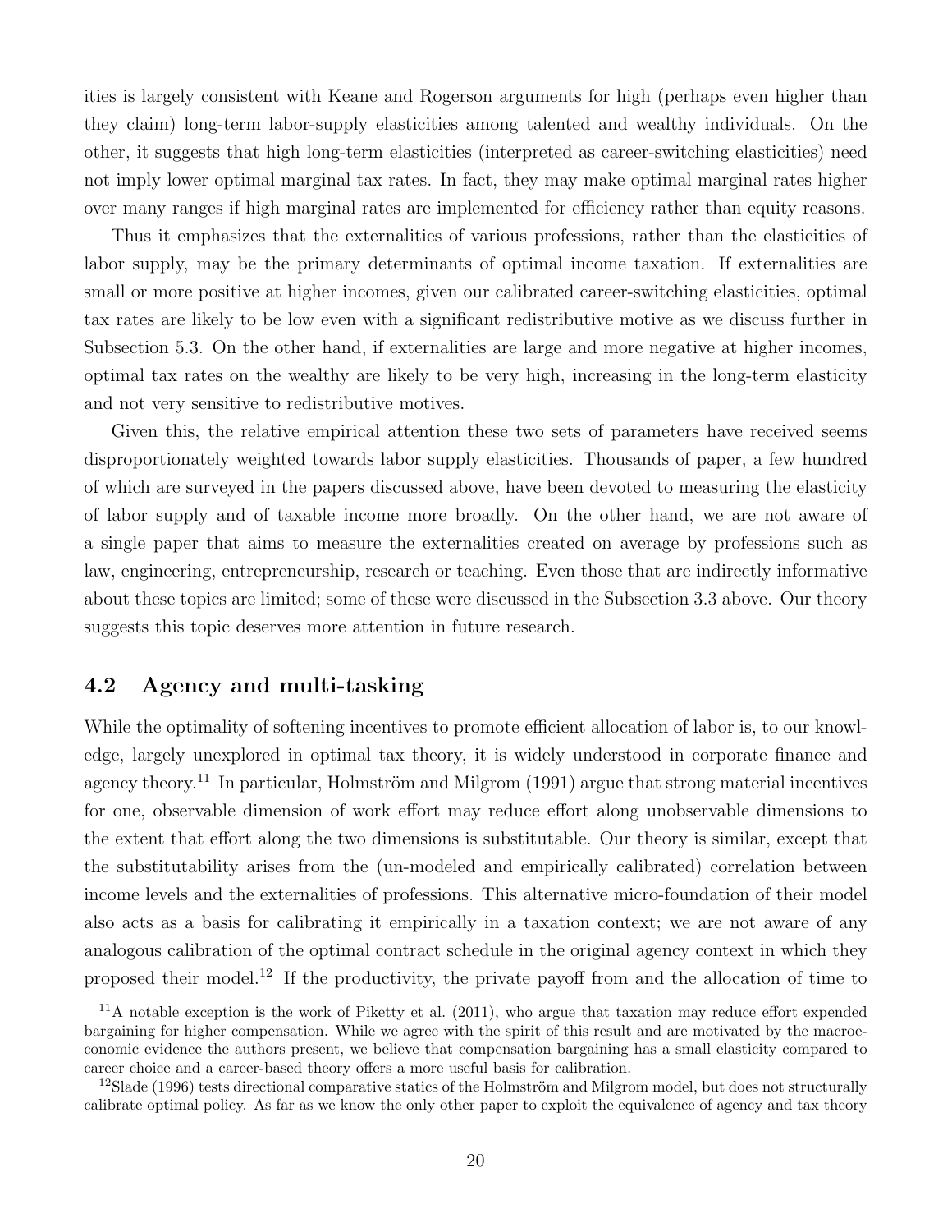ities is largely consistent with Keane and Rogerson arguments for high (perhaps even higher than they claim) long-term labor-supply elasticities among talented and wealthy individuals. On the other, it suggests that high long-term elasticities (interpreted as career-switching elasticities) need not imply lower optimal marginal tax rates. In fact, they may make optimal marginal rates higher over many ranges if high marginal rates are implemented for efficiency rather than equity reasons.

Thus it emphasizes that the externalities of various professions, rather than the elasticities of labor supply, may be the primary determinants of optimal income taxation. If externalities are small or more positive at higher incomes, given our calibrated career-switching elasticities, optimal tax rates are likely to be low even with a significant redistributive motive as we discuss further in Subsection 5.3. On the other hand, if externalities are large and more negative at higher incomes, optimal tax rates on the wealthy are likely to be very high, increasing in the long-term elasticity and not very sensitive to redistributive motives.

Given this, the relative empirical attention these two sets of parameters have received seems disproportionately weighted towards labor supply elasticities. Thousands of paper, a few hundred of which are surveyed in the papers discussed above, have been devoted to measuring the elasticity of labor supply and of taxable income more broadly. On the other hand, we are not aware of a single paper that aims to measure the externalities created on average by professions such as law, engineering, entrepreneurship, research or teaching. Even those that are indirectly informative about these topics are limited; some of these were discussed in the Subsection 3.3 above. Our theory suggests this topic deserves more attention in future research.

## 4.2 Agency and multi-tasking

While the optimality of softening incentives to promote efficient allocation of labor is, to our knowledge, largely unexplored in optimal tax theory, it is widely understood in corporate finance and agency theory.[11] In particular, Holmström and Milgrom (1991) argue that strong material incentives for one, observable dimension of work effort may reduce effort along unobservable dimensions to the extent that effort along the two dimensions is substitutable. Our theory is similar, except that the substitutability arises from the (un-modeled and empirically calibrated) correlation between income levels and the externalities of professions. This alternative micro-foundation of their model also acts as a basis for calibrating it empirically in a taxation context; we are not aware of any analogous calibration of the optimal contract schedule in the original agency context in which they proposed their model.[12] If the productivity, the private payoff from and the allocation of time to

[11] A notable exception is the work of Piketty et al. (2011), who argue that taxation may reduce effort expended bargaining for higher compensation. While we agree with the spirit of this result and are motivated by the macroeconomic evidence the authors present, we believe that compensation bargaining has a small elasticity compared to career choice and a career-based theory offers a more useful basis for calibration.

[12] Slade (1996) tests directional comparative statics of the Holmström and Milgrom model, but does not structurally calibrate optimal policy. As far as we know the only other paper to exploit the equivalence of agency and tax theory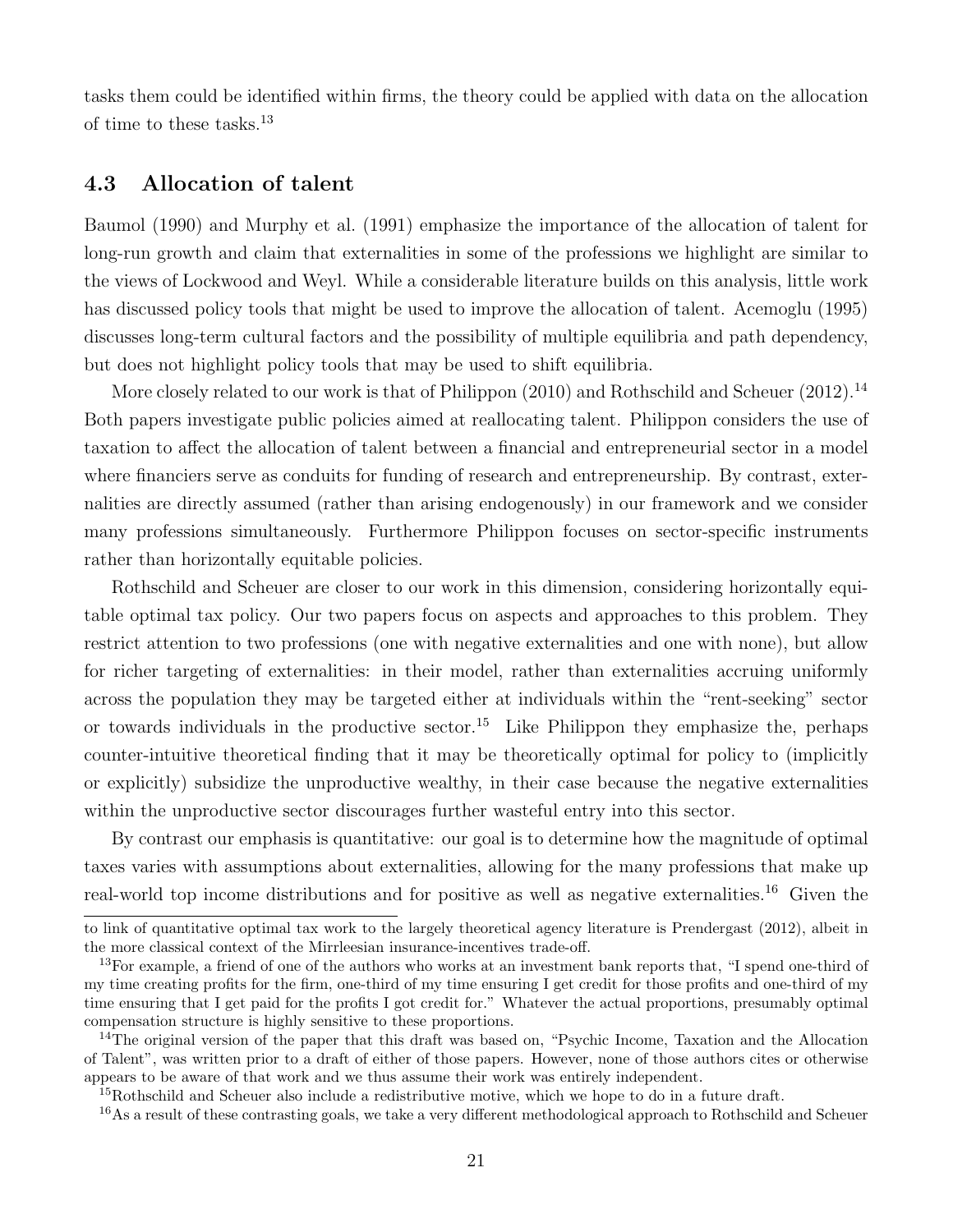tasks them could be identified within firms, the theory could be applied with data on the allocation of time to these tasks.[13]

### 4.3 Allocation of talent

Baumol (1990) and Murphy et al. (1991) emphasize the importance of the allocation of talent for long-run growth and claim that externalities in some of the professions we highlight are similar to the views of Lockwood and Weyl. While a considerable literature builds on this analysis, little work has discussed policy tools that might be used to improve the allocation of talent. Acemoglu (1995) discusses long-term cultural factors and the possibility of multiple equilibria and path dependency, but does not highlight policy tools that may be used to shift equilibria.

More closely related to our work is that of Philippon (2010) and Rothschild and Scheuer (2012).[14] Both papers investigate public policies aimed at reallocating talent. Philippon considers the use of taxation to affect the allocation of talent between a financial and entrepreneurial sector in a model where financiers serve as conduits for funding of research and entrepreneurship. By contrast, externalities are directly assumed (rather than arising endogenously) in our framework and we consider many professions simultaneously. Furthermore Philippon focuses on sector-specific instruments rather than horizontally equitable policies.

Rothschild and Scheuer are closer to our work in this dimension, considering horizontally equitable optimal tax policy. Our two papers focus on aspects and approaches to this problem. They restrict attention to two professions (one with negative externalities and one with none), but allow for richer targeting of externalities: in their model, rather than externalities accruing uniformly across the population they may be targeted either at individuals within the "rent-seeking" sector or towards individuals in the productive sector.[15] Like Philippon they emphasize the, perhaps counter-intuitive theoretical finding that it may be theoretically optimal for policy to (implicitly or explicitly) subsidize the unproductive wealthy, in their case because the negative externalities within the unproductive sector discourages further wasteful entry into this sector.

By contrast our emphasis is quantitative: our goal is to determine how the magnitude of optimal taxes varies with assumptions about externalities, allowing for the many professions that make up real-world top income distributions and for positive as well as negative externalities.[16] Given the

---

to link of quantitative optimal tax work to the largely theoretical agency literature is Prendergast (2012), albeit in the more classical context of the Mirrleesian insurance-incentives trade-off.

[13] For example, a friend of one of the authors who works at an investment bank reports that, "I spend one-third of my time creating profits for the firm, one-third of my time ensuring I get credit for those profits and one-third of my time ensuring that I get paid for the profits I got credit for." Whatever the actual proportions, presumably optimal compensation structure is highly sensitive to these proportions.

[14] The original version of the paper that this draft was based on, "Psychic Income, Taxation and the Allocation of Talent", was written prior to a draft of either of those papers. However, none of those authors cites or otherwise appears to be aware of that work and we thus assume their work was entirely independent.

[15] Rothschild and Scheuer also include a redistributive motive, which we hope to do in a future draft.

[16] As a result of these contrasting goals, we take a very different methodological approach to Rothschild and Scheuer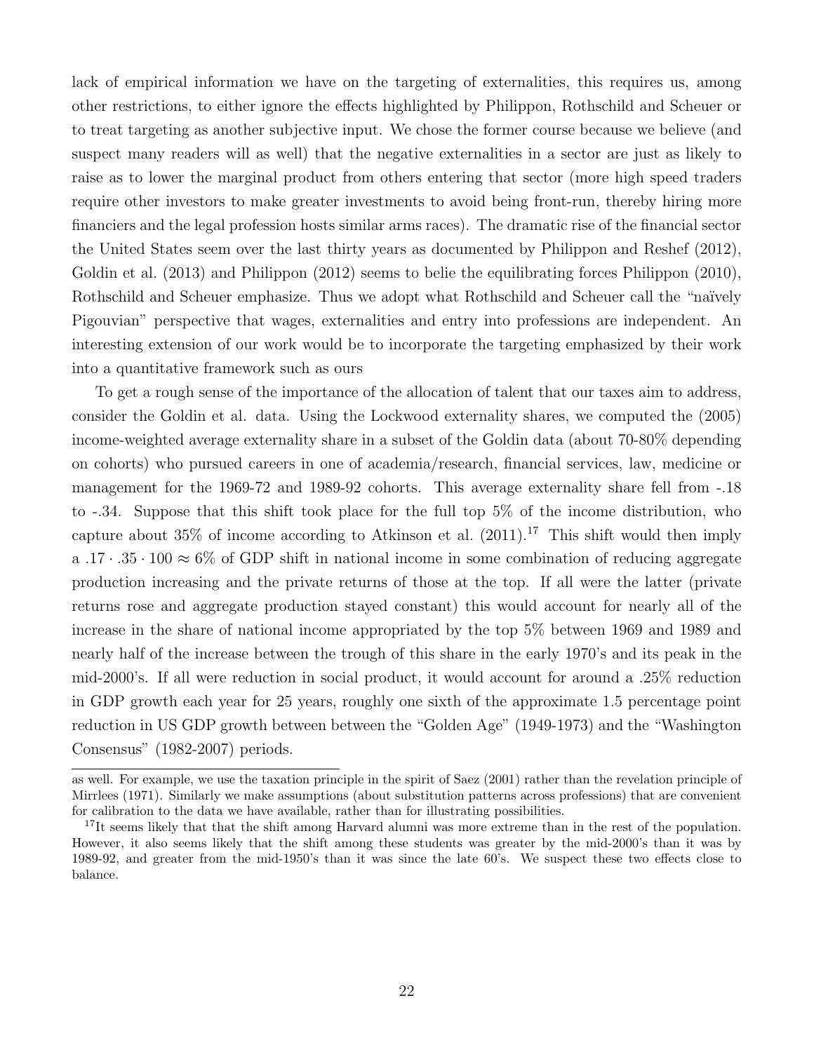lack of empirical information we have on the targeting of externalities, this requires us, among other restrictions, to either ignore the effects highlighted by Philippon, Rothschild and Scheuer or to treat targeting as another subjective input. We chose the former course because we believe (and suspect many readers will as well) that the negative externalities in a sector are just as likely to raise as to lower the marginal product from others entering that sector (more high speed traders require other investors to make greater investments to avoid being front-run, thereby hiring more financiers and the legal profession hosts similar arms races). The dramatic rise of the financial sector the United States seem over the last thirty years as documented by Philippon and Reshef (2012), Goldin et al. (2013) and Philippon (2012) seems to belie the equilibrating forces Philippon (2010), Rothschild and Scheuer emphasize. Thus we adopt what Rothschild and Scheuer call the "naïvely Pigouvian" perspective that wages, externalities and entry into professions are independent. An interesting extension of our work would be to incorporate the targeting emphasized by their work into a quantitative framework such as ours

To get a rough sense of the importance of the allocation of talent that our taxes aim to address, consider the Goldin et al. data. Using the Lockwood externality shares, we computed the (2005) income-weighted average externality share in a subset of the Goldin data (about 70-80% depending on cohorts) who pursued careers in one of academia/research, financial services, law, medicine or management for the 1969-72 and 1989-92 cohorts. This average externality share fell from -.18 to -.34. Suppose that this shift took place for the full top 5% of the income distribution, who capture about 35% of income according to Atkinson et al. (2011).[17] This shift would then imply a $.17 \cdot .35 \cdot 100 \approx 6\%$ of GDP shift in national income in some combination of reducing aggregate production increasing and the private returns of those at the top. If all were the latter (private returns rose and aggregate production stayed constant) this would account for nearly all of the increase in the share of national income appropriated by the top 5% between 1969 and 1989 and nearly half of the increase between the trough of this share in the early 1970's and its peak in the mid-2000's. If all were reduction in social product, it would account for around a .25% reduction in GDP growth each year for 25 years, roughly one sixth of the approximate 1.5 percentage point reduction in US GDP growth between between the "Golden Age" (1949-1973) and the "Washington Consensus" (1982-2007) periods.

---

as well. For example, we use the taxation principle in the spirit of Saez (2001) rather than the revelation principle of Mirrlees (1971). Similarly we make assumptions (about substitution patterns across professions) that are convenient for calibration to the data we have available, rather than for illustrating possibilities.

[17]It seems likely that that the shift among Harvard alumni was more extreme than in the rest of the population. However, it also seems likely that the shift among these students was greater by the mid-2000's than it was by 1989-92, and greater from the mid-1950's than it was since the late 60's. We suspect these two effects close to balance.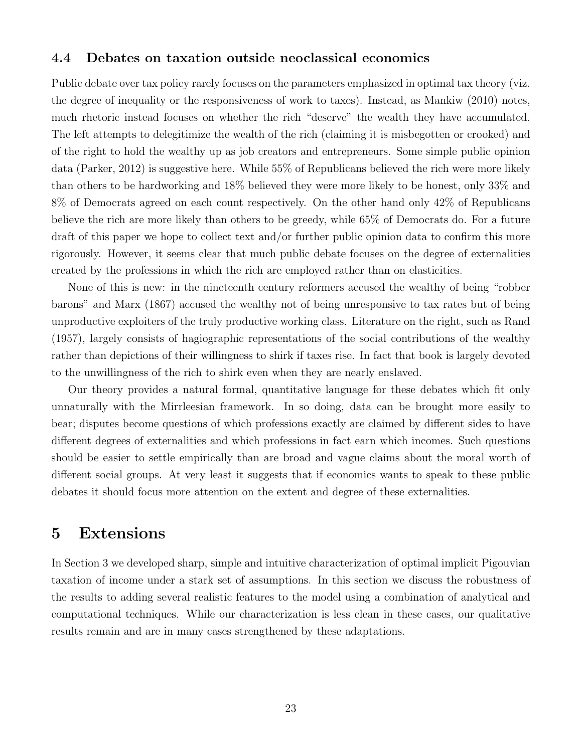### 4.4 Debates on taxation outside neoclassical economics

Public debate over tax policy rarely focuses on the parameters emphasized in optimal tax theory (viz. the degree of inequality or the responsiveness of work to taxes). Instead, as Mankiw (2010) notes, much rhetoric instead focuses on whether the rich "deserve" the wealth they have accumulated. The left attempts to delegitimize the wealth of the rich (claiming it is misbegotten or crooked) and of the right to hold the wealthy up as job creators and entrepreneurs. Some simple public opinion data (Parker, 2012) is suggestive here. While 55% of Republicans believed the rich were more likely than others to be hardworking and 18% believed they were more likely to be honest, only 33% and 8% of Democrats agreed on each count respectively. On the other hand only 42% of Republicans believe the rich are more likely than others to be greedy, while 65% of Democrats do. For a future draft of this paper we hope to collect text and/or further public opinion data to confirm this more rigorously. However, it seems clear that much public debate focuses on the degree of externalities created by the professions in which the rich are employed rather than on elasticities.

None of this is new: in the nineteenth century reformers accused the wealthy of being "robber barons" and Marx (1867) accused the wealthy not of being unresponsive to tax rates but of being unproductive exploiters of the truly productive working class. Literature on the right, such as Rand (1957), largely consists of hagiographic representations of the social contributions of the wealthy rather than depictions of their willingness to shirk if taxes rise. In fact that book is largely devoted to the unwillingness of the rich to shirk even when they are nearly enslaved.

Our theory provides a natural formal, quantitative language for these debates which fit only unnaturally with the Mirrleesian framework. In so doing, data can be brought more easily to bear; disputes become questions of which professions exactly are claimed by different sides to have different degrees of externalities and which professions in fact earn which incomes. Such questions should be easier to settle empirically than are broad and vague claims about the moral worth of different social groups. At very least it suggests that if economics wants to speak to these public debates it should focus more attention on the extent and degree of these externalities.

## 5 Extensions

In Section 3 we developed sharp, simple and intuitive characterization of optimal implicit Pigouvian taxation of income under a stark set of assumptions. In this section we discuss the robustness of the results to adding several realistic features to the model using a combination of analytical and computational techniques. While our characterization is less clean in these cases, our qualitative results remain and are in many cases strengthened by these adaptations.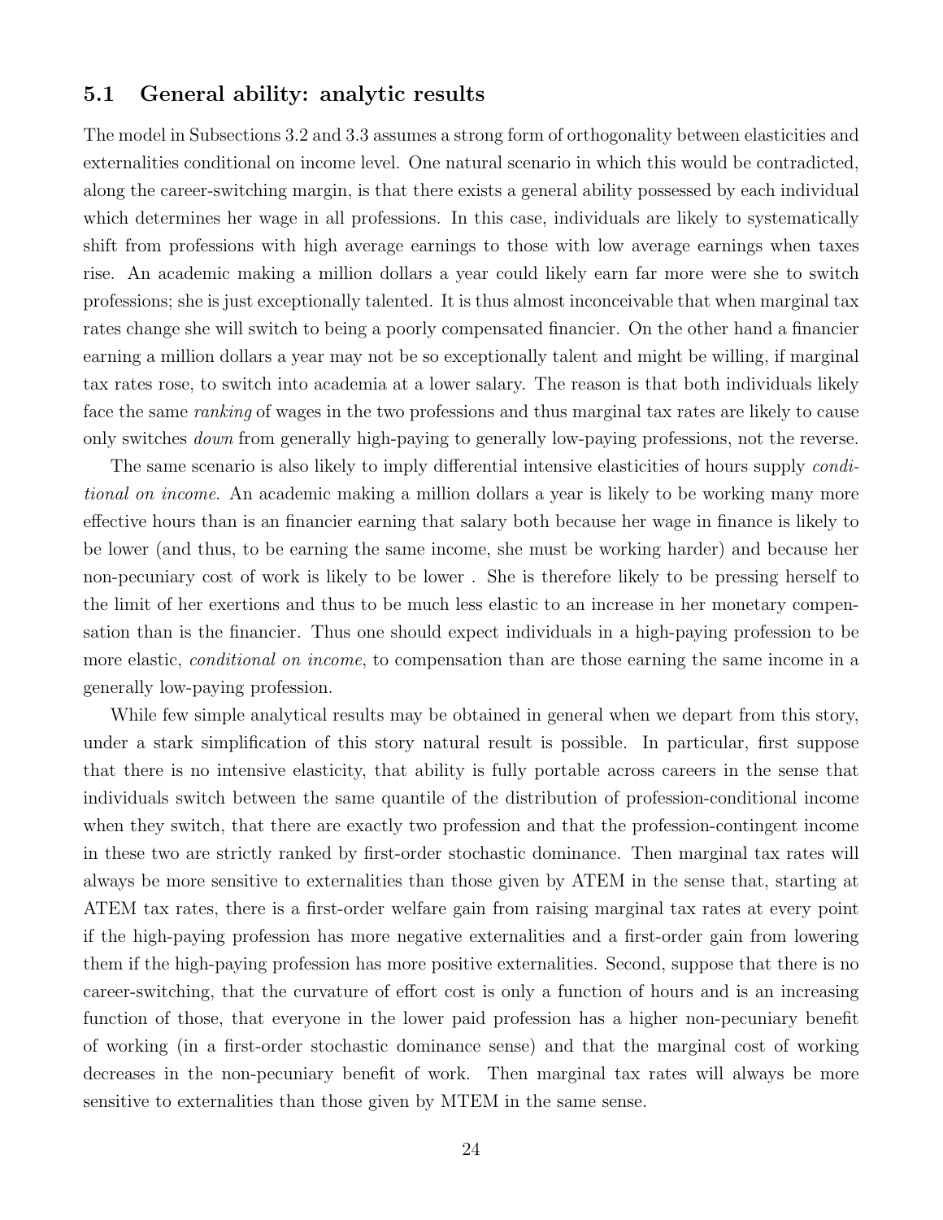### 5.1 General ability: analytic results

The model in Subsections 3.2 and 3.3 assumes a strong form of orthogonality between elasticities and externalities conditional on income level. One natural scenario in which this would be contradicted, along the career-switching margin, is that there exists a general ability possessed by each individual which determines her wage in all professions. In this case, individuals are likely to systematically shift from professions with high average earnings to those with low average earnings when taxes rise. An academic making a million dollars a year could likely earn far more were she to switch professions; she is just exceptionally talented. It is thus almost inconceivable that when marginal tax rates change she will switch to being a poorly compensated financier. On the other hand a financier earning a million dollars a year may not be so exceptionally talent and might be willing, if marginal tax rates rose, to switch into academia at a lower salary. The reason is that both individuals likely face the same *ranking* of wages in the two professions and thus marginal tax rates are likely to cause only switches *down* from generally high-paying to generally low-paying professions, not the reverse.

The same scenario is also likely to imply differential intensive elasticities of hours supply *conditional on income*. An academic making a million dollars a year is likely to be working many more effective hours than is an financier earning that salary both because her wage in finance is likely to be lower (and thus, to be earning the same income, she must be working harder) and because her non-pecuniary cost of work is likely to be lower . She is therefore likely to be pressing herself to the limit of her exertions and thus to be much less elastic to an increase in her monetary compensation than is the financier. Thus one should expect individuals in a high-paying profession to be more elastic, *conditional on income*, to compensation than are those earning the same income in a generally low-paying profession.

While few simple analytical results may be obtained in general when we depart from this story, under a stark simplification of this story natural result is possible. In particular, first suppose that there is no intensive elasticity, that ability is fully portable across careers in the sense that individuals switch between the same quantile of the distribution of profession-conditional income when they switch, that there are exactly two profession and that the profession-contingent income in these two are strictly ranked by first-order stochastic dominance. Then marginal tax rates will always be more sensitive to externalities than those given by ATEM in the sense that, starting at ATEM tax rates, there is a first-order welfare gain from raising marginal tax rates at every point if the high-paying profession has more negative externalities and a first-order gain from lowering them if the high-paying profession has more positive externalities. Second, suppose that there is no career-switching, that the curvature of effort cost is only a function of hours and is an increasing function of those, that everyone in the lower paid profession has a higher non-pecuniary benefit of working (in a first-order stochastic dominance sense) and that the marginal cost of working decreases in the non-pecuniary benefit of work. Then marginal tax rates will always be more sensitive to externalities than those given by MTEM in the same sense.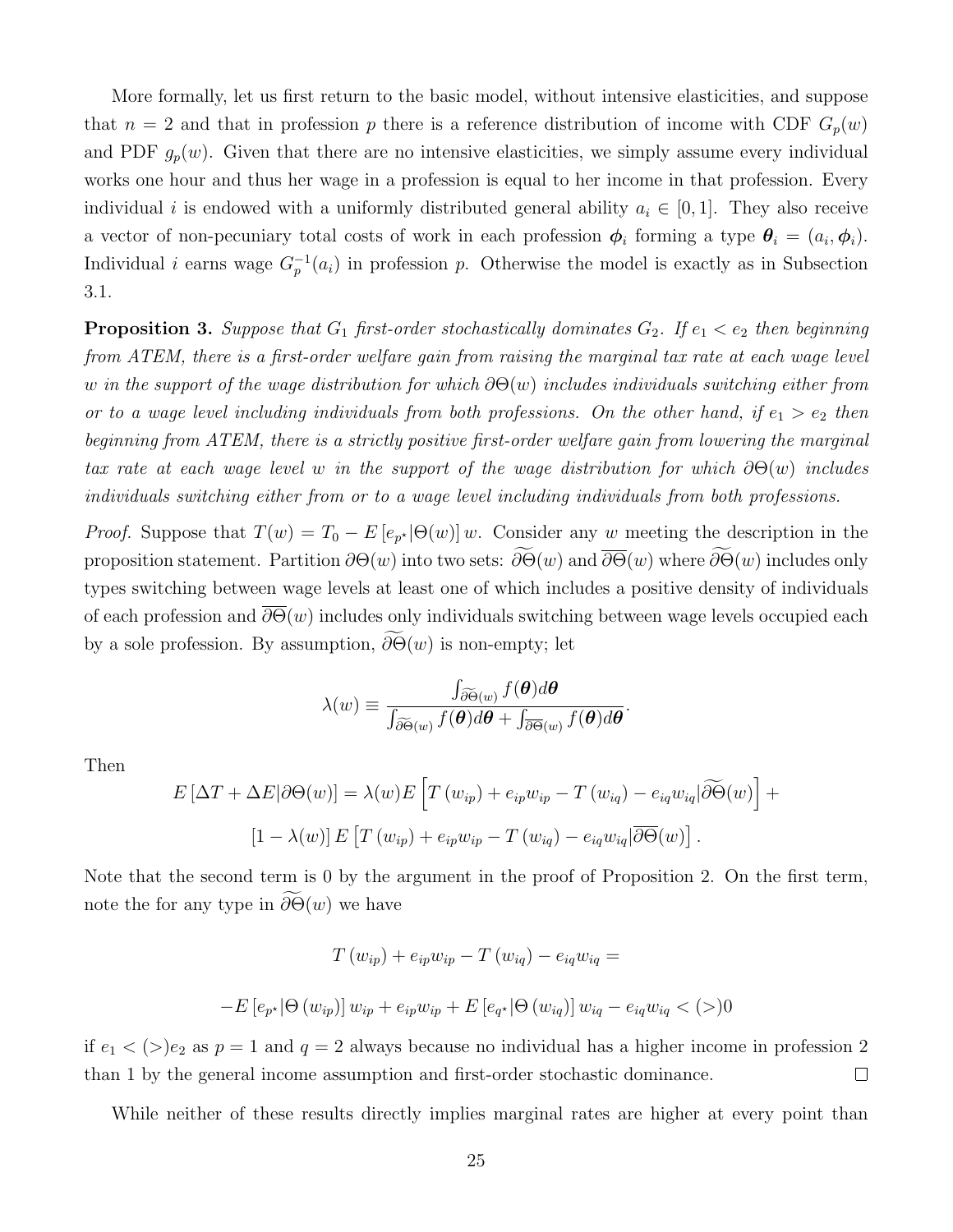More formally, let us first return to the basic model, without intensive elasticities, and suppose that $n = 2$ and that in profession $p$ there is a reference distribution of income with CDF $G_p(w)$ and PDF $g_p(w)$. Given that there are no intensive elasticities, we simply assume every individual works one hour and thus her wage in a profession is equal to her income in that profession. Every individual $i$ is endowed with a uniformly distributed general ability $a_i \in [0, 1]$. They also receive a vector of non-pecuniary total costs of work in each profession $\boldsymbol{\phi}_i$ forming a type $\boldsymbol{\theta}_i = (a_i, \boldsymbol{\phi}_i)$. Individual $i$ earns wage $G_p^{-1}(a_i)$ in profession $p$. Otherwise the model is exactly as in Subsection 3.1.

**Proposition 3.** *Suppose that $G_1$ first-order stochastically dominates $G_2$. If $e_1 < e_2$ then beginning from ATEM, there is a first-order welfare gain from raising the marginal tax rate at each wage level $w$ in the support of the wage distribution for which $\partial\Theta(w)$ includes individuals switching either from or to a wage level including individuals from both professions. On the other hand, if $e_1 > e_2$ then beginning from ATEM, there is a strictly positive first-order welfare gain from lowering the marginal tax rate at each wage level $w$ in the support of the wage distribution for which $\partial\Theta(w)$ includes individuals switching either from or to a wage level including individuals from both professions.*

*Proof.* Suppose that $T(w) = T_0 - E\left[e_{p^\star}|\Theta(w)\right] w$. Consider any $w$ meeting the description in the proposition statement. Partition $\partial\Theta(w)$ into two sets: $\widetilde{\partial\Theta}(w)$ and $\overline{\partial\Theta}(w)$ where $\widetilde{\partial\Theta}(w)$ includes only types switching between wage levels at least one of which includes a positive density of individuals of each profession and $\overline{\partial\Theta}(w)$ includes only individuals switching between wage levels occupied each by a sole profession. By assumption, $\widetilde{\partial\Theta}(w)$ is non-empty; let

$$\lambda(w) \equiv \frac{\int_{\widetilde{\partial\Theta}(w)} f(\boldsymbol{\theta}) d\boldsymbol{\theta}}{\int_{\widetilde{\partial\Theta}(w)} f(\boldsymbol{\theta}) d\boldsymbol{\theta} + \int_{\overline{\partial\Theta}(w)} f(\boldsymbol{\theta}) d\boldsymbol{\theta}}.$$

Then

$$E\left[\Delta T + \Delta E|\partial\Theta(w)\right] = \lambda(w) E\left[T\left(w_{ip}\right) + e_{ip}w_{ip} - T\left(w_{iq}\right) - e_{iq}w_{iq}|\widetilde{\partial\Theta}(w)\right] +$$

$$\left[1 - \lambda(w)\right] E\left[T\left(w_{ip}\right) + e_{ip}w_{ip} - T\left(w_{iq}\right) - e_{iq}w_{iq}|\overline{\partial\Theta}(w)\right].$$

Note that the second term is 0 by the argument in the proof of Proposition 2. On the first term, note the for any type in $\widetilde{\partial\Theta}(w)$ we have

$$T\left(w_{ip}\right) + e_{ip}w_{ip} - T\left(w_{iq}\right) - e_{iq}w_{iq} =$$

$$-E\left[e_{p^\star}|\Theta\left(w_{ip}\right)\right] w_{ip} + e_{ip}w_{ip} + E\left[e_{q^\star}|\Theta\left(w_{iq}\right)\right] w_{iq} - e_{iq}w_{iq} < (>) 0$$

if $e_1 < (>) e_2$ as $p = 1$ and $q = 2$ always because no individual has a higher income in profession 2 than 1 by the general income assumption and first-order stochastic dominance. $\square$

While neither of these results directly implies marginal rates are higher at every point than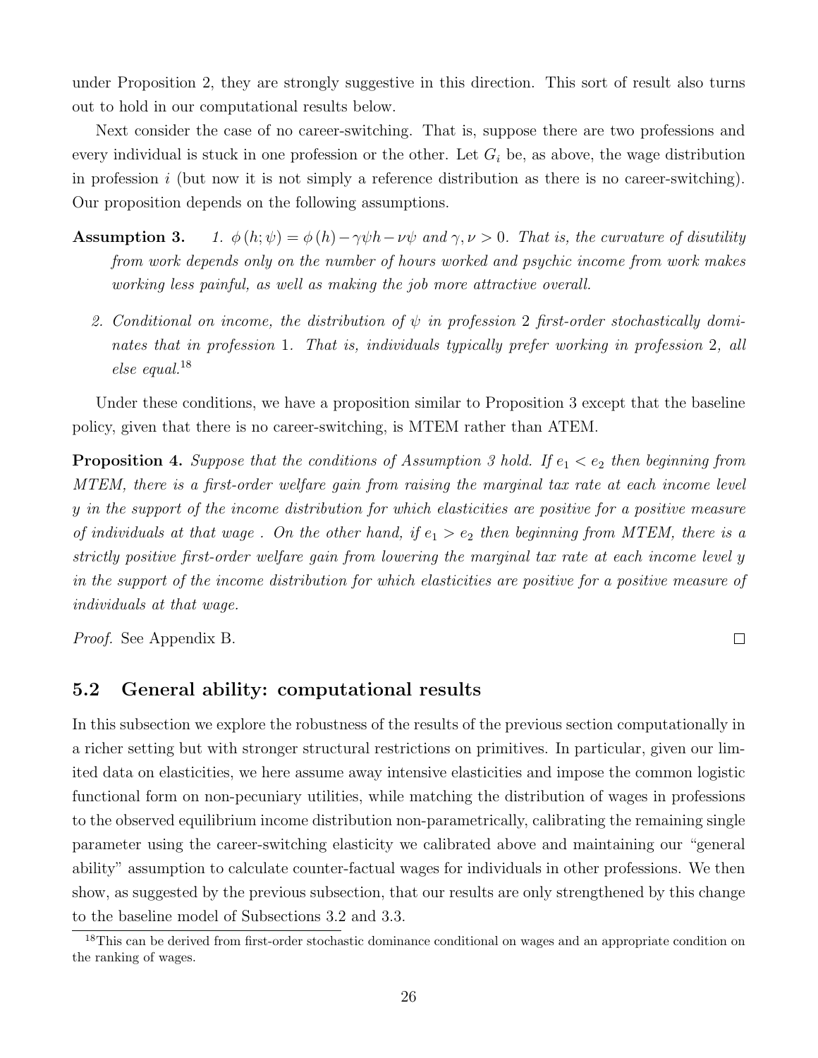under Proposition 2, they are strongly suggestive in this direction. This sort of result also turns out to hold in our computational results below.

Next consider the case of no career-switching. That is, suppose there are two professions and every individual is stuck in one profession or the other. Let $G_i$ be, as above, the wage distribution in profession $i$ (but now it is not simply a reference distribution as there is no career-switching). Our proposition depends on the following assumptions.

**Assumption 3.** *1. $\phi(h;\psi) = \phi(h) - \gamma\psi h - \nu\psi$ and $\gamma, \nu > 0$. That is, the curvature of disutility from work depends only on the number of hours worked and psychic income from work makes working less painful, as well as making the job more attractive overall.*

*2. Conditional on income, the distribution of $\psi$ in profession 2 first-order stochastically dominates that in profession 1. That is, individuals typically prefer working in profession 2, all else equal.*[18]

Under these conditions, we have a proposition similar to Proposition 3 except that the baseline policy, given that there is no career-switching, is MTEM rather than ATEM.

**Proposition 4.** *Suppose that the conditions of Assumption 3 hold. If $e_1 < e_2$ then beginning from MTEM, there is a first-order welfare gain from raising the marginal tax rate at each income level $y$ in the support of the income distribution for which elasticities are positive for a positive measure of individuals at that wage . On the other hand, if $e_1 > e_2$ then beginning from MTEM, there is a strictly positive first-order welfare gain from lowering the marginal tax rate at each income level $y$ in the support of the income distribution for which elasticities are positive for a positive measure of individuals at that wage.*

*Proof.* See Appendix B. □

## 5.2 General ability: computational results

In this subsection we explore the robustness of the results of the previous section computationally in a richer setting but with stronger structural restrictions on primitives. In particular, given our limited data on elasticities, we here assume away intensive elasticities and impose the common logistic functional form on non-pecuniary utilities, while matching the distribution of wages in professions to the observed equilibrium income distribution non-parametrically, calibrating the remaining single parameter using the career-switching elasticity we calibrated above and maintaining our "general ability" assumption to calculate counter-factual wages for individuals in other professions. We then show, as suggested by the previous subsection, that our results are only strengthened by this change to the baseline model of Subsections 3.2 and 3.3.

[18] This can be derived from first-order stochastic dominance conditional on wages and an appropriate condition on the ranking of wages.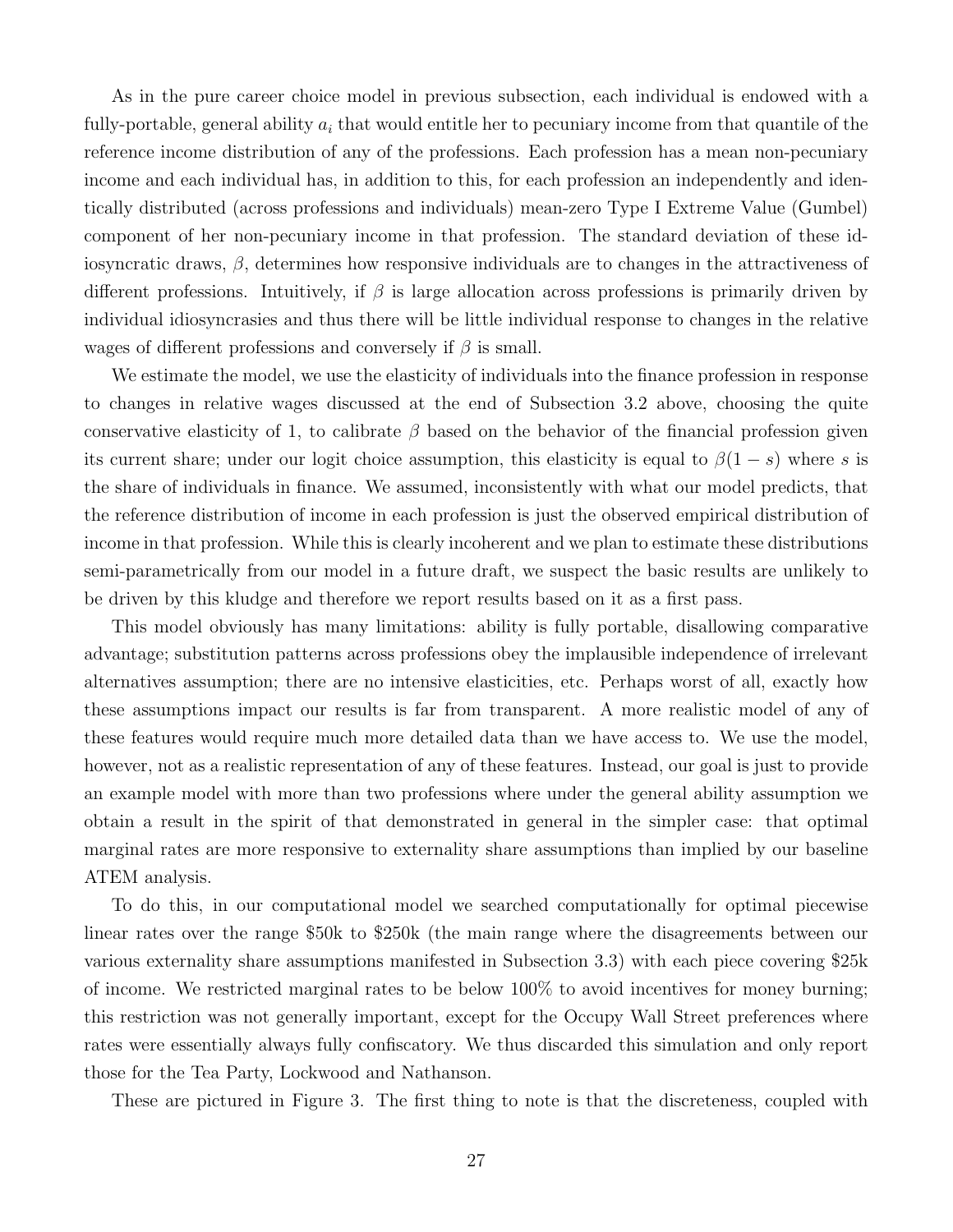As in the pure career choice model in previous subsection, each individual is endowed with a fully-portable, general ability $a_i$ that would entitle her to pecuniary income from that quantile of the reference income distribution of any of the professions. Each profession has a mean non-pecuniary income and each individual has, in addition to this, for each profession an independently and identically distributed (across professions and individuals) mean-zero Type I Extreme Value (Gumbel) component of her non-pecuniary income in that profession. The standard deviation of these idiosyncratic draws, $\beta$, determines how responsive individuals are to changes in the attractiveness of different professions. Intuitively, if $\beta$ is large allocation across professions is primarily driven by individual idiosyncrasies and thus there will be little individual response to changes in the relative wages of different professions and conversely if $\beta$ is small.

We estimate the model, we use the elasticity of individuals into the finance profession in response to changes in relative wages discussed at the end of Subsection 3.2 above, choosing the quite conservative elasticity of 1, to calibrate $\beta$ based on the behavior of the financial profession given its current share; under our logit choice assumption, this elasticity is equal to $\beta(1 - s)$ where $s$ is the share of individuals in finance. We assumed, inconsistently with what our model predicts, that the reference distribution of income in each profession is just the observed empirical distribution of income in that profession. While this is clearly incoherent and we plan to estimate these distributions semi-parametrically from our model in a future draft, we suspect the basic results are unlikely to be driven by this kludge and therefore we report results based on it as a first pass.

This model obviously has many limitations: ability is fully portable, disallowing comparative advantage; substitution patterns across professions obey the implausible independence of irrelevant alternatives assumption; there are no intensive elasticities, etc. Perhaps worst of all, exactly how these assumptions impact our results is far from transparent. A more realistic model of any of these features would require much more detailed data than we have access to. We use the model, however, not as a realistic representation of any of these features. Instead, our goal is just to provide an example model with more than two professions where under the general ability assumption we obtain a result in the spirit of that demonstrated in general in the simpler case: that optimal marginal rates are more responsive to externality share assumptions than implied by our baseline ATEM analysis.

To do this, in our computational model we searched computationally for optimal piecewise linear rates over the range \$50k to \$250k (the main range where the disagreements between our various externality share assumptions manifested in Subsection 3.3) with each piece covering \$25k of income. We restricted marginal rates to be below 100% to avoid incentives for money burning; this restriction was not generally important, except for the Occupy Wall Street preferences where rates were essentially always fully confiscatory. We thus discarded this simulation and only report those for the Tea Party, Lockwood and Nathanson.

These are pictured in Figure 3. The first thing to note is that the discreteness, coupled with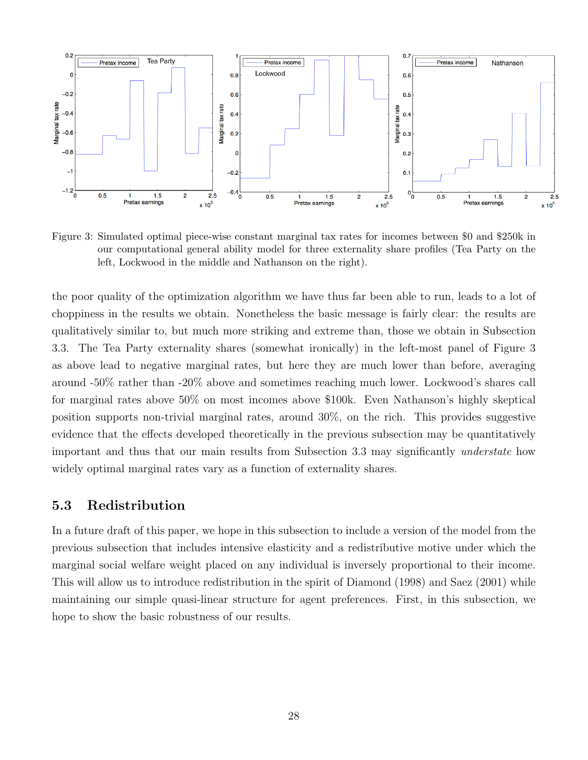Figure 3: Simulated optimal piece-wise constant marginal tax rates for incomes between $0 and $250k in our computational general ability model for three externality share profiles (Tea Party on the left, Lockwood in the middle and Nathanson on the right).

the poor quality of the optimization algorithm we have thus far been able to run, leads to a lot of choppiness in the results we obtain. Nonetheless the basic message is fairly clear: the results are qualitatively similar to, but much more striking and extreme than, those we obtain in Subsection 3.3. The Tea Party externality shares (somewhat ironically) in the left-most panel of Figure 3 as above lead to negative marginal rates, but here they are much lower than before, averaging around -50% rather than -20% above and sometimes reaching much lower. Lockwood's shares call for marginal rates above 50% on most incomes above $100k. Even Nathanson's highly skeptical position supports non-trivial marginal rates, around 30%, on the rich. This provides suggestive evidence that the effects developed theoretically in the previous subsection may be quantitatively important and thus that our main results from Subsection 3.3 may significantly *understate* how widely optimal marginal rates vary as a function of externality shares.

## 5.3 Redistribution

In a future draft of this paper, we hope in this subsection to include a version of the model from the previous subsection that includes intensive elasticity and a redistributive motive under which the marginal social welfare weight placed on any individual is inversely proportional to their income. This will allow us to introduce redistribution in the spirit of Diamond (1998) and Saez (2001) while maintaining our simple quasi-linear structure for agent preferences. First, in this subsection, we hope to show the basic robustness of our results.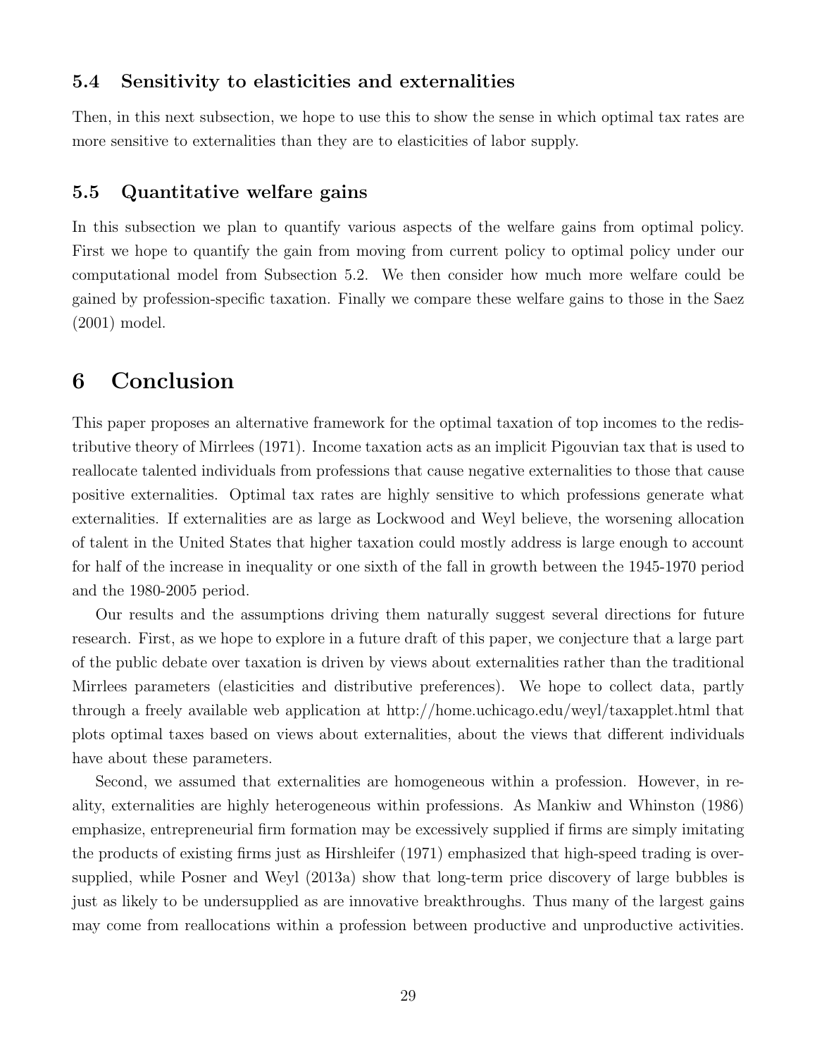### 5.4 Sensitivity to elasticities and externalities

Then, in this next subsection, we hope to use this to show the sense in which optimal tax rates are more sensitive to externalities than they are to elasticities of labor supply.

### 5.5 Quantitative welfare gains

In this subsection we plan to quantify various aspects of the welfare gains from optimal policy. First we hope to quantify the gain from moving from current policy to optimal policy under our computational model from Subsection 5.2. We then consider how much more welfare could be gained by profession-specific taxation. Finally we compare these welfare gains to those in the Saez (2001) model.

## 6 Conclusion

This paper proposes an alternative framework for the optimal taxation of top incomes to the redistributive theory of Mirrlees (1971). Income taxation acts as an implicit Pigouvian tax that is used to reallocate talented individuals from professions that cause negative externalities to those that cause positive externalities. Optimal tax rates are highly sensitive to which professions generate what externalities. If externalities are as large as Lockwood and Weyl believe, the worsening allocation of talent in the United States that higher taxation could mostly address is large enough to account for half of the increase in inequality or one sixth of the fall in growth between the 1945-1970 period and the 1980-2005 period.

Our results and the assumptions driving them naturally suggest several directions for future research. First, as we hope to explore in a future draft of this paper, we conjecture that a large part of the public debate over taxation is driven by views about externalities rather than the traditional Mirrlees parameters (elasticities and distributive preferences). We hope to collect data, partly through a freely available web application at http://home.uchicago.edu/weyl/taxapplet.html that plots optimal taxes based on views about externalities, about the views that different individuals have about these parameters.

Second, we assumed that externalities are homogeneous within a profession. However, in reality, externalities are highly heterogeneous within professions. As Mankiw and Whinston (1986) emphasize, entrepreneurial firm formation may be excessively supplied if firms are simply imitating the products of existing firms just as Hirshleifer (1971) emphasized that high-speed trading is over-supplied, while Posner and Weyl (2013a) show that long-term price discovery of large bubbles is just as likely to be undersupplied as are innovative breakthroughs. Thus many of the largest gains may come from reallocations within a profession between productive and unproductive activities.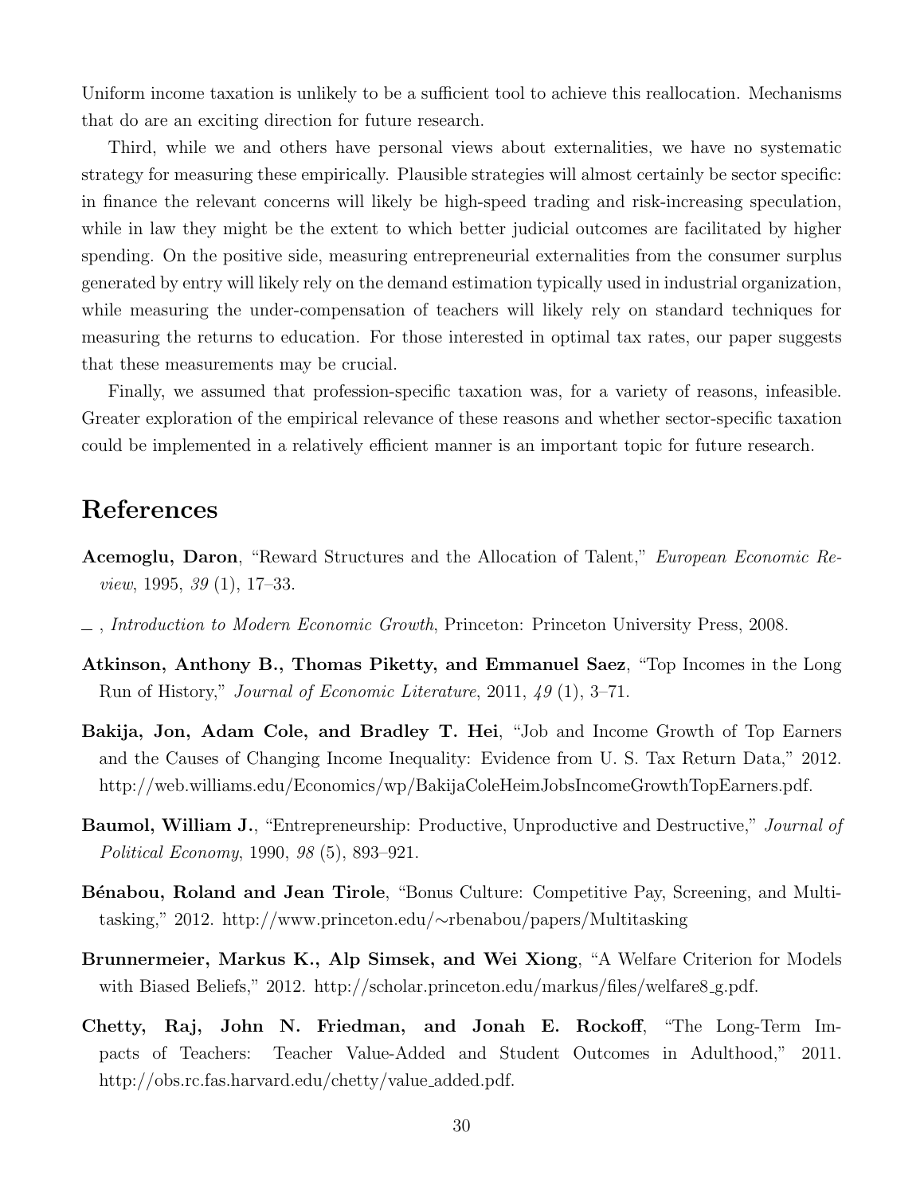Uniform income taxation is unlikely to be a sufficient tool to achieve this reallocation. Mechanisms that do are an exciting direction for future research.

Third, while we and others have personal views about externalities, we have no systematic strategy for measuring these empirically. Plausible strategies will almost certainly be sector specific: in finance the relevant concerns will likely be high-speed trading and risk-increasing speculation, while in law they might be the extent to which better judicial outcomes are facilitated by higher spending. On the positive side, measuring entrepreneurial externalities from the consumer surplus generated by entry will likely rely on the demand estimation typically used in industrial organization, while measuring the under-compensation of teachers will likely rely on standard techniques for measuring the returns to education. For those interested in optimal tax rates, our paper suggests that these measurements may be crucial.

Finally, we assumed that profession-specific taxation was, for a variety of reasons, infeasible. Greater exploration of the empirical relevance of these reasons and whether sector-specific taxation could be implemented in a relatively efficient manner is an important topic for future research.

# References

**Acemoglu, Daron**, "Reward Structures and the Allocation of Talent," *European Economic Review*, 1995, *39* (1), 17–33.

_ , *Introduction to Modern Economic Growth*, Princeton: Princeton University Press, 2008.

**Atkinson, Anthony B., Thomas Piketty, and Emmanuel Saez**, "Top Incomes in the Long Run of History," *Journal of Economic Literature*, 2011, *49* (1), 3–71.

**Bakija, Jon, Adam Cole, and Bradley T. Hei**, "Job and Income Growth of Top Earners and the Causes of Changing Income Inequality: Evidence from U. S. Tax Return Data," 2012. http://web.williams.edu/Economics/wp/BakijaColeHeimJobsIncomeGrowthTopEarners.pdf.

**Baumol, William J.**, "Entrepreneurship: Productive, Unproductive and Destructive," *Journal of Political Economy*, 1990, *98* (5), 893–921.

**Bénabou, Roland and Jean Tirole**, "Bonus Culture: Competitive Pay, Screening, and Multitasking," 2012. http://www.princeton.edu/∼rbenabou/papers/Multitasking

**Brunnermeier, Markus K., Alp Simsek, and Wei Xiong**, "A Welfare Criterion for Models with Biased Beliefs," 2012. http://scholar.princeton.edu/markus/files/welfare8_g.pdf.

**Chetty, Raj, John N. Friedman, and Jonah E. Rockoff**, "The Long-Term Impacts of Teachers: Teacher Value-Added and Student Outcomes in Adulthood," 2011. http://obs.rc.fas.harvard.edu/chetty/value_added.pdf.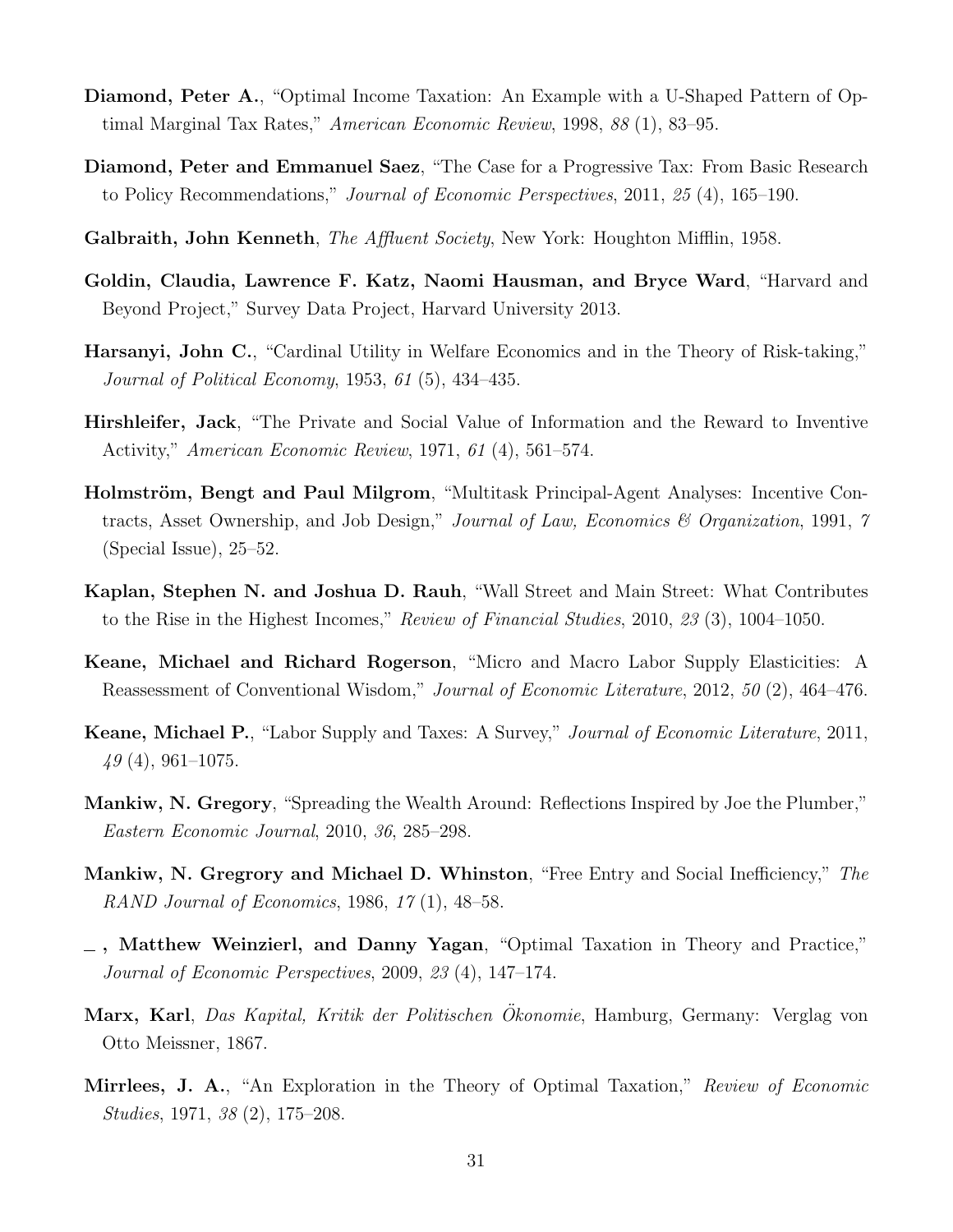**Diamond, Peter A.**, "Optimal Income Taxation: An Example with a U-Shaped Pattern of Optimal Marginal Tax Rates," *American Economic Review*, 1998, *88* (1), 83–95.

**Diamond, Peter and Emmanuel Saez**, "The Case for a Progressive Tax: From Basic Research to Policy Recommendations," *Journal of Economic Perspectives*, 2011, *25* (4), 165–190.

**Galbraith, John Kenneth**, *The Affluent Society*, New York: Houghton Mifflin, 1958.

**Goldin, Claudia, Lawrence F. Katz, Naomi Hausman, and Bryce Ward**, "Harvard and Beyond Project," Survey Data Project, Harvard University 2013.

**Harsanyi, John C.**, "Cardinal Utility in Welfare Economics and in the Theory of Risk-taking," *Journal of Political Economy*, 1953, *61* (5), 434–435.

**Hirshleifer, Jack**, "The Private and Social Value of Information and the Reward to Inventive Activity," *American Economic Review*, 1971, *61* (4), 561–574.

**Holmström, Bengt and Paul Milgrom**, "Multitask Principal-Agent Analyses: Incentive Contracts, Asset Ownership, and Job Design," *Journal of Law, Economics & Organization*, 1991, *7* (Special Issue), 25–52.

**Kaplan, Stephen N. and Joshua D. Rauh**, "Wall Street and Main Street: What Contributes to the Rise in the Highest Incomes," *Review of Financial Studies*, 2010, *23* (3), 1004–1050.

**Keane, Michael and Richard Rogerson**, "Micro and Macro Labor Supply Elasticities: A Reassessment of Conventional Wisdom," *Journal of Economic Literature*, 2012, *50* (2), 464–476.

**Keane, Michael P.**, "Labor Supply and Taxes: A Survey," *Journal of Economic Literature*, 2011, *49* (4), 961–1075.

**Mankiw, N. Gregory**, "Spreading the Wealth Around: Reflections Inspired by Joe the Plumber," *Eastern Economic Journal*, 2010, *36*, 285–298.

**Mankiw, N. Gregrory and Michael D. Whinston**, "Free Entry and Social Inefficiency," *The RAND Journal of Economics*, 1986, *17* (1), 48–58.

**\_, Matthew Weinzierl, and Danny Yagan**, "Optimal Taxation in Theory and Practice," *Journal of Economic Perspectives*, 2009, *23* (4), 147–174.

**Marx, Karl**, *Das Kapital, Kritik der Politischen Ökonomie*, Hamburg, Germany: Verglag von Otto Meissner, 1867.

**Mirrlees, J. A.**, "An Exploration in the Theory of Optimal Taxation," *Review of Economic Studies*, 1971, *38* (2), 175–208.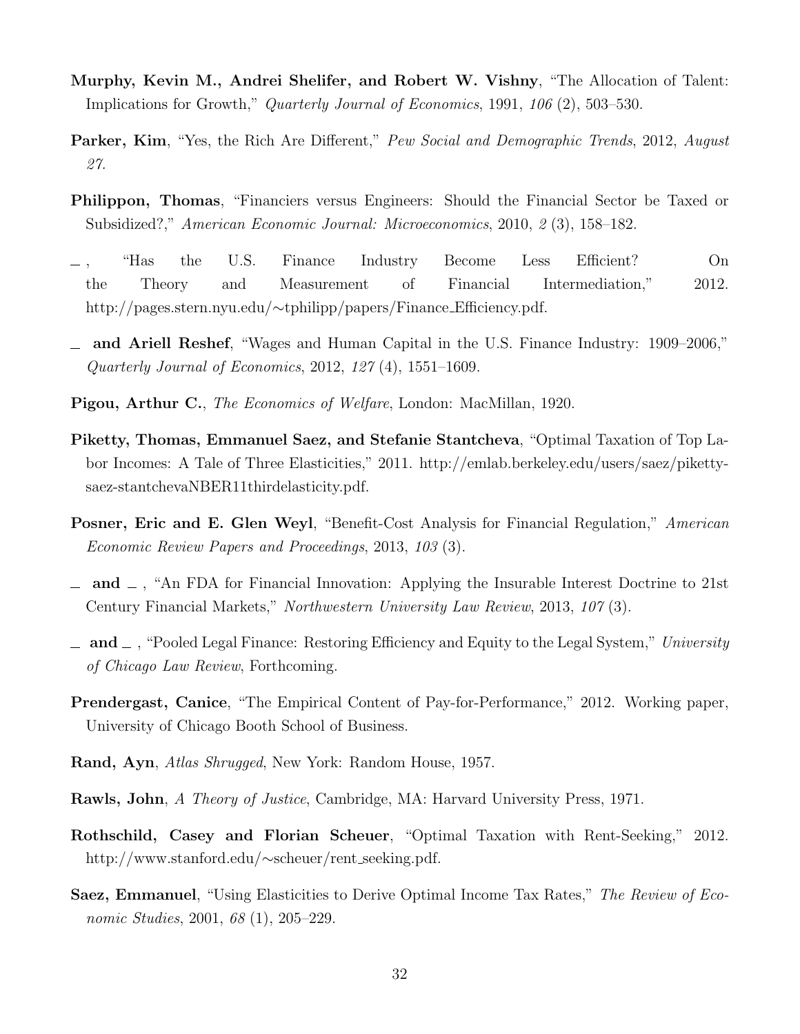**Murphy, Kevin M., Andrei Shelifer, and Robert W. Vishny**, "The Allocation of Talent: Implications for Growth," *Quarterly Journal of Economics*, 1991, *106* (2), 503–530.

**Parker, Kim**, "Yes, the Rich Are Different," *Pew Social and Demographic Trends*, 2012, *August 27.*

**Philippon, Thomas**, "Financiers versus Engineers: Should the Financial Sector be Taxed or Subsidized?," *American Economic Journal: Microeconomics*, 2010, *2* (3), 158–182.

\_ , "Has the U.S. Finance Industry Become Less Efficient? On the Theory and Measurement of Financial Intermediation," 2012. http://pages.stern.nyu.edu/∼tphilipp/papers/Finance_Efficiency.pdf.

\_ **and Ariell Reshef**, "Wages and Human Capital in the U.S. Finance Industry: 1909–2006," *Quarterly Journal of Economics*, 2012, *127* (4), 1551–1609.

**Pigou, Arthur C.**, *The Economics of Welfare*, London: MacMillan, 1920.

**Piketty, Thomas, Emmanuel Saez, and Stefanie Stantcheva**, "Optimal Taxation of Top Labor Incomes: A Tale of Three Elasticities," 2011. http://emlab.berkeley.edu/users/saez/piketty-saez-stantchevaNBER11thirdelasticity.pdf.

**Posner, Eric and E. Glen Weyl**, "Benefit-Cost Analysis for Financial Regulation," *American Economic Review Papers and Proceedings*, 2013, *103* (3).

\_ **and** \_ , "An FDA for Financial Innovation: Applying the Insurable Interest Doctrine to 21st Century Financial Markets," *Northwestern University Law Review*, 2013, *107* (3).

\_ **and** \_ , "Pooled Legal Finance: Restoring Efficiency and Equity to the Legal System," *University of Chicago Law Review*, Forthcoming.

**Prendergast, Canice**, "The Empirical Content of Pay-for-Performance," 2012. Working paper, University of Chicago Booth School of Business.

**Rand, Ayn**, *Atlas Shrugged*, New York: Random House, 1957.

**Rawls, John**, *A Theory of Justice*, Cambridge, MA: Harvard University Press, 1971.

**Rothschild, Casey and Florian Scheuer**, "Optimal Taxation with Rent-Seeking," 2012. http://www.stanford.edu/∼scheuer/rent_seeking.pdf.

**Saez, Emmanuel**, "Using Elasticities to Derive Optimal Income Tax Rates," *The Review of Economic Studies*, 2001, *68* (1), 205–229.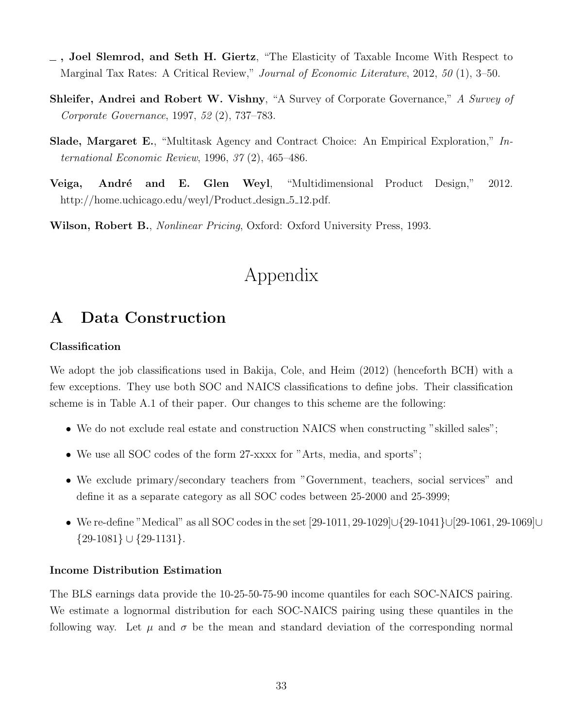**_ , Joel Slemrod, and Seth H. Giertz**, "The Elasticity of Taxable Income With Respect to Marginal Tax Rates: A Critical Review," *Journal of Economic Literature*, 2012, *50* (1), 3–50.

**Shleifer, Andrei and Robert W. Vishny**, "A Survey of Corporate Governance," *A Survey of Corporate Governance*, 1997, *52* (2), 737–783.

**Slade, Margaret E.**, "Multitask Agency and Contract Choice: An Empirical Exploration," *International Economic Review*, 1996, *37* (2), 465–486.

**Veiga, André and E. Glen Weyl**, "Multidimensional Product Design," 2012. http://home.uchicago.edu/weyl/Product_design_5_12.pdf.

**Wilson, Robert B.**, *Nonlinear Pricing*, Oxford: Oxford University Press, 1993.

# Appendix

## A Data Construction

### Classification

We adopt the job classifications used in Bakija, Cole, and Heim (2012) (henceforth BCH) with a few exceptions. They use both SOC and NAICS classifications to define jobs. Their classification scheme is in Table A.1 of their paper. Our changes to this scheme are the following:

- We do not exclude real estate and construction NAICS when constructing "skilled sales";
- We use all SOC codes of the form 27-xxxx for "Arts, media, and sports";
- We exclude primary/secondary teachers from "Government, teachers, social services" and define it as a separate category as all SOC codes between 25-2000 and 25-3999;
- We re-define "Medical" as all SOC codes in the set $[29\text{-}1011, 29\text{-}1029] \cup \{29\text{-}1041\} \cup [29\text{-}1061, 29\text{-}1069] \cup \{29\text{-}1081\} \cup \{29\text{-}1131\}$.

### Income Distribution Estimation

The BLS earnings data provide the 10-25-50-75-90 income quantiles for each SOC-NAICS pairing. We estimate a lognormal distribution for each SOC-NAICS pairing using these quantiles in the following way. Let $\mu$ and $\sigma$ be the mean and standard deviation of the corresponding normal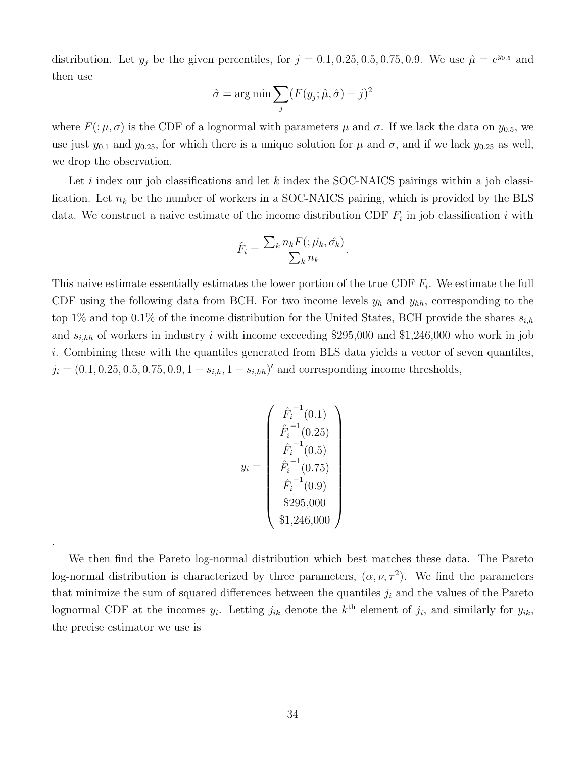distribution. Let $y_j$ be the given percentiles, for $j = 0.1, 0.25, 0.5, 0.75, 0.9$. We use $\hat{\mu} = e^{y_{0.5}}$ and then use

$$\hat{\sigma} = \arg\min \sum_j (F(y_j; \hat{\mu}, \hat{\sigma}) - j)^2$$

where $F(;\mu, \sigma)$ is the CDF of a lognormal with parameters $\mu$ and $\sigma$. If we lack the data on $y_{0.5}$, we use just $y_{0.1}$ and $y_{0.25}$, for which there is a unique solution for $\mu$ and $\sigma$, and if we lack $y_{0.25}$ as well, we drop the observation.

Let $i$ index our job classifications and let $k$ index the SOC-NAICS pairings within a job classification. Let $n_k$ be the number of workers in a SOC-NAICS pairing, which is provided by the BLS data. We construct a naive estimate of the income distribution CDF $F_i$ in job classification $i$ with

$$\hat{F}_i = \frac{\sum_k n_k F(; \hat{\mu_k}, \hat{\sigma_k})}{\sum_k n_k}.$$

This naive estimate essentially estimates the lower portion of the true CDF $F_i$. We estimate the full CDF using the following data from BCH. For two income levels $y_h$ and $y_{hh}$, corresponding to the top 1% and top 0.1% of the income distribution for the United States, BCH provide the shares $s_{i,h}$ and $s_{i,hh}$ of workers in industry $i$ with income exceeding \$295,000 and \$1,246,000 who work in job $i$. Combining these with the quantiles generated from BLS data yields a vector of seven quantiles, $j_i = (0.1, 0.25, 0.5, 0.75, 0.9, 1 - s_{i,h}, 1 - s_{i,hh})'$ and corresponding income thresholds,

$$y_i = \begin{pmatrix} \hat{F_i}^{-1}(0.1) \\ \hat{F_i}^{-1}(0.25) \\ \hat{F_i}^{-1}(0.5) \\ \hat{F_i}^{-1}(0.75) \\ \hat{F_i}^{-1}(0.9) \\ \$295{,}000 \\ \$1{,}246{,}000 \end{pmatrix}$$

.

We then find the Pareto log-normal distribution which best matches these data. The Pareto log-normal distribution is characterized by three parameters, $(\alpha, \nu, \tau^2)$. We find the parameters that minimize the sum of squared differences between the quantiles $j_i$ and the values of the Pareto lognormal CDF at the incomes $y_i$. Letting $j_{ik}$ denote the $k^{\text{th}}$ element of $j_i$, and similarly for $y_{ik}$, the precise estimator we use is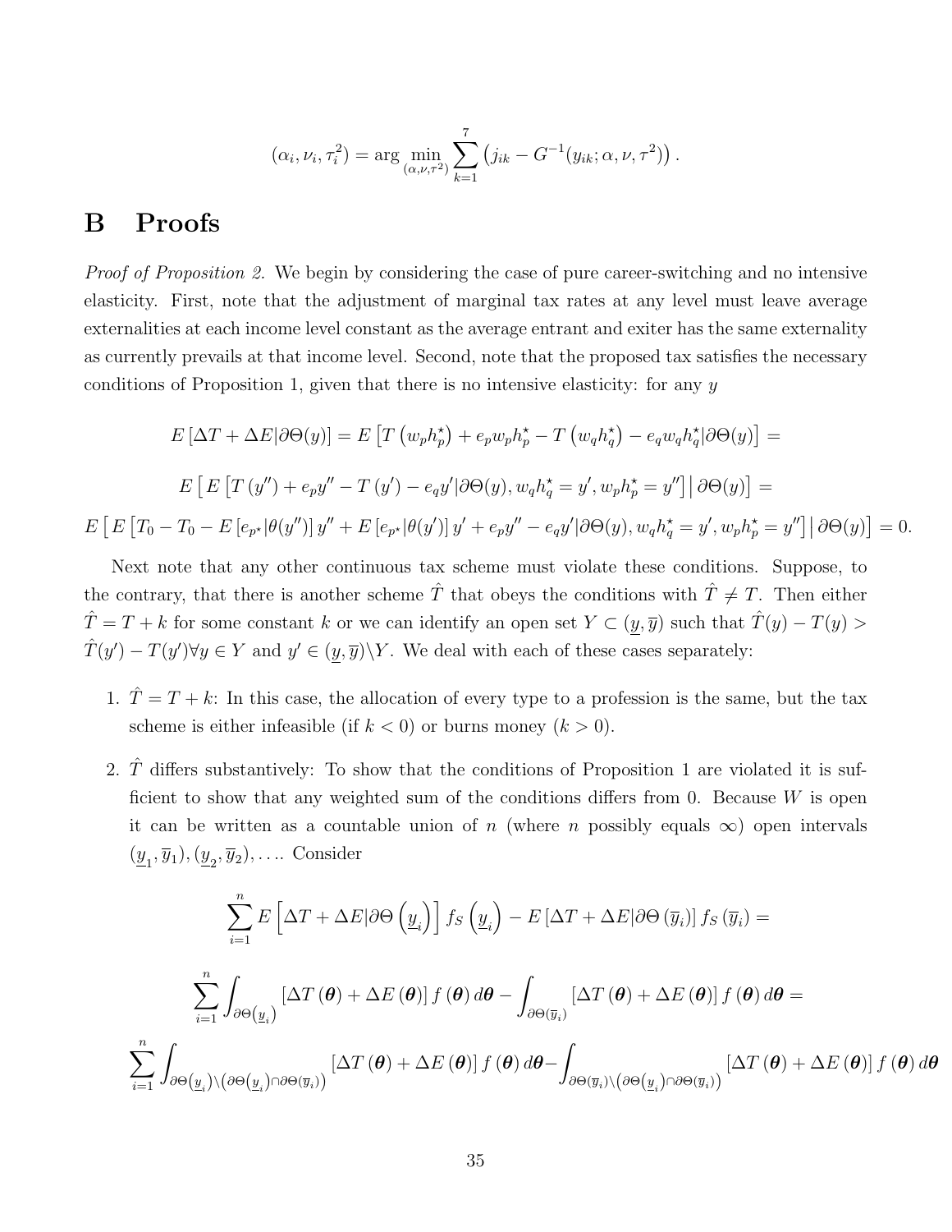$$(\alpha_i, \nu_i, \tau_i^2) = \arg\min_{(\alpha,\nu,\tau^2)} \sum_{k=1}^{7} \left( j_{ik} - G^{-1}(y_{ik}; \alpha, \nu, \tau^2) \right).$$

# B Proofs

*Proof of Proposition 2.* We begin by considering the case of pure career-switching and no intensive elasticity. First, note that the adjustment of marginal tax rates at any level must leave average externalities at each income level constant as the average entrant and exiter has the same externality as currently prevails at that income level. Second, note that the proposed tax satisfies the necessary conditions of Proposition 1, given that there is no intensive elasticity: for any $y$

$$E\left[\Delta T + \Delta E | \partial\Theta(y)\right] = E\left[T\left(w_p h_p^\star\right) + e_p w_p h_p^\star - T\left(w_q h_q^\star\right) - e_q w_q h_q^\star | \partial\Theta(y)\right] =$$

$$E\left[\, E\left[T\left(y''\right) + e_p y'' - T\left(y'\right) - e_q y' | \partial\Theta(y), w_q h_q^\star = y', w_p h_p^\star = y''\right] \middle|\, \partial\Theta(y)\right] =$$

$$E\left[\, E\left[T_0 - T_0 - E\left[e_{p^\star}|\theta(y'')\right] y'' + E\left[e_{p^\star}|\theta(y')\right] y' + e_p y'' - e_q y' | \partial\Theta(y), w_q h_q^\star = y', w_p h_p^\star = y''\right] \middle|\, \partial\Theta(y)\right] = 0.$$

Next note that any other continuous tax scheme must violate these conditions. Suppose, to the contrary, that there is another scheme $\hat{T}$ that obeys the conditions with $\hat{T} \neq T$. Then either $\hat{T} = T + k$ for some constant $k$ or we can identify an open set $Y \subset (\underline{y}, \overline{y})$ such that $\hat{T}(y) - T(y) > \hat{T}(y') - T(y') \forall y \in Y$ and $y' \in (\underline{y}, \overline{y}) \backslash Y$. We deal with each of these cases separately:

1. $\hat{T} = T + k$: In this case, the allocation of every type to a profession is the same, but the tax scheme is either infeasible (if $k < 0$) or burns money ($k > 0$).

2. $\hat{T}$ differs substantively: To show that the conditions of Proposition 1 are violated it is sufficient to show that any weighted sum of the conditions differs from 0. Because $W$ is open it can be written as a countable union of $n$ (where $n$ possibly equals $\infty$) open intervals $(\underline{y}_1, \overline{y}_1), (\underline{y}_2, \overline{y}_2), \ldots$. Consider

$$\sum_{i=1}^{n} E\left[\Delta T + \Delta E | \partial\Theta\left(\underline{y}_i\right)\right] f_S\left(\underline{y}_i\right) - E\left[\Delta T + \Delta E | \partial\Theta\left(\overline{y}_i\right)\right] f_S\left(\overline{y}_i\right) =$$

$$\sum_{i=1}^{n} \int_{\partial\Theta\left(\underline{y}_i\right)} \left[\Delta T\left(\boldsymbol{\theta}\right) + \Delta E\left(\boldsymbol{\theta}\right)\right] f\left(\boldsymbol{\theta}\right) d\boldsymbol{\theta} - \int_{\partial\Theta\left(\overline{y}_i\right)} \left[\Delta T\left(\boldsymbol{\theta}\right) + \Delta E\left(\boldsymbol{\theta}\right)\right] f\left(\boldsymbol{\theta}\right) d\boldsymbol{\theta} =$$

$$\sum_{i=1}^{n} \int_{\partial\Theta\left(\underline{y}_i\right) \backslash \left(\partial\Theta\left(\underline{y}_i\right) \cap \partial\Theta\left(\overline{y}_i\right)\right)} \left[\Delta T\left(\boldsymbol{\theta}\right) + \Delta E\left(\boldsymbol{\theta}\right)\right] f\left(\boldsymbol{\theta}\right) d\boldsymbol{\theta} - \int_{\partial\Theta\left(\overline{y}_i\right) \backslash \left(\partial\Theta\left(\underline{y}_i\right) \cap \partial\Theta\left(\overline{y}_i\right)\right)} \left[\Delta T\left(\boldsymbol{\theta}\right) + \Delta E\left(\boldsymbol{\theta}\right)\right] f\left(\boldsymbol{\theta}\right) d\boldsymbol{\theta}$$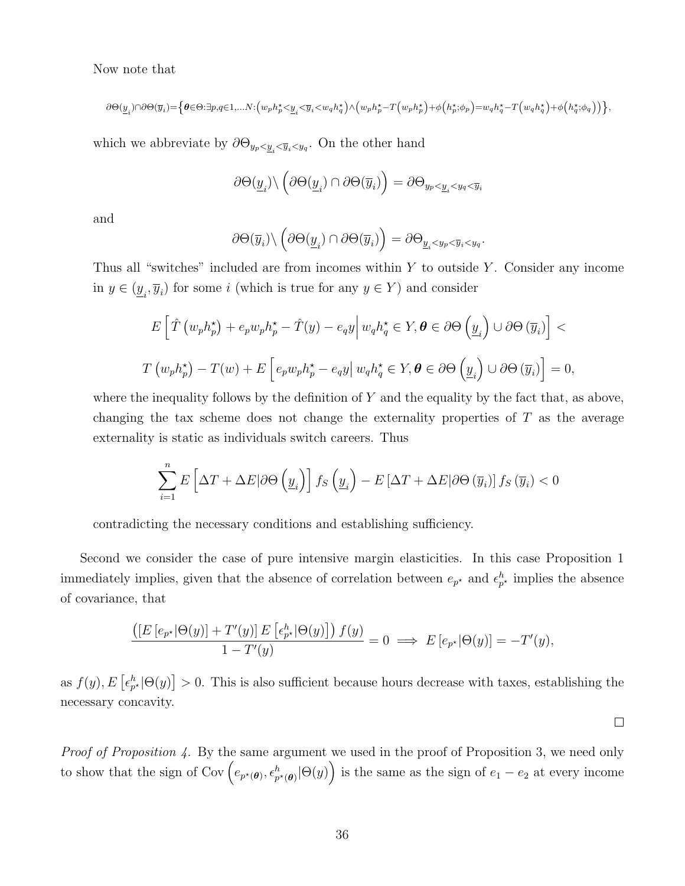Now note that

$$\partial\Theta(\underline{y}_i)\cap\partial\Theta(\overline{y}_i)=\left\{\boldsymbol{\theta}\in\Theta:\exists p,q\in 1,\ldots N:\left(w_p h_p^\star<\underline{y}_i<\overline{y}_i<w_q h_q^\star\right)\wedge\left(w_p h_p^\star-T\left(w_p h_p^\star\right)+\phi\left(h_p^\star;\phi_p\right)=w_q h_q^\star-T\left(w_q h_q^\star\right)+\phi\left(h_q^\star;\phi_q\right)\right)\right\},$$

which we abbreviate by $\partial\Theta_{y_p<\underline{y}_i<\overline{y}_i<y_q}$. On the other hand

$$\partial\Theta(\underline{y}_i)\backslash\left(\partial\Theta(\underline{y}_i)\cap\partial\Theta(\overline{y}_i)\right)=\partial\Theta_{y_p<\underline{y}_i<y_q<\overline{y}_i}$$

and

$$\partial\Theta(\overline{y}_i)\backslash\left(\partial\Theta(\underline{y}_i)\cap\partial\Theta(\overline{y}_i)\right)=\partial\Theta_{\underline{y}_i<y_p<\overline{y}_i<y_q}.$$

Thus all "switches" included are from incomes within $Y$ to outside $Y$. Consider any income in $y\in(\underline{y}_i,\overline{y}_i)$ for some $i$ (which is true for any $y\in Y$) and consider

$$E\left[\hat{T}\left(w_p h_p^\star\right)+e_p w_p h_p^\star-\hat{T}(y)-e_q y\Big|\, w_q h_q^\star\in Y,\boldsymbol{\theta}\in\partial\Theta\left(\underline{y}_i\right)\cup\partial\Theta\left(\overline{y}_i\right)\right]<$$

$$T\left(w_p h_p^\star\right)-T(w)+E\left[e_p w_p h_p^\star-e_q y\Big|\, w_q h_q^\star\in Y,\boldsymbol{\theta}\in\partial\Theta\left(\underline{y}_i\right)\cup\partial\Theta\left(\overline{y}_i\right)\right]=0,$$

where the inequality follows by the definition of $Y$ and the equality by the fact that, as above, changing the tax scheme does not change the externality properties of $T$ as the average externality is static as individuals switch careers. Thus

$$\sum_{i=1}^{n}E\left[\Delta T+\Delta E|\partial\Theta\left(\underline{y}_i\right)\right]f_S\left(\underline{y}_i\right)-E\left[\Delta T+\Delta E|\partial\Theta\left(\overline{y}_i\right)\right]f_S\left(\overline{y}_i\right)<0$$

contradicting the necessary conditions and establishing sufficiency.

Second we consider the case of pure intensive margin elasticities. In this case Proposition 1 immediately implies, given that the absence of correlation between $e_{p^\star}$ and $\epsilon^h_{p^\star}$ implies the absence of covariance, that

$$\frac{\left(\left[E\left[e_{p^\star}|\Theta(y)\right]+T'(y)\right]E\left[\epsilon^h_{p^\star}|\Theta(y)\right]\right)f(y)}{1-T'(y)}=0\implies E\left[e_{p^\star}|\Theta(y)\right]=-T'(y),$$

as $f(y),E\left[\epsilon^h_{p^\star}|\Theta(y)\right]>0$. This is also sufficient because hours decrease with taxes, establishing the necessary concavity.

∎

*Proof of Proposition 4.* By the same argument we used in the proof of Proposition 3, we need only to show that the sign of $\text{Cov}\left(e_{p^\star(\boldsymbol{\theta})},\epsilon^h_{p^\star(\boldsymbol{\theta})}|\Theta(y)\right)$ is the same as the sign of $e_1-e_2$ at every income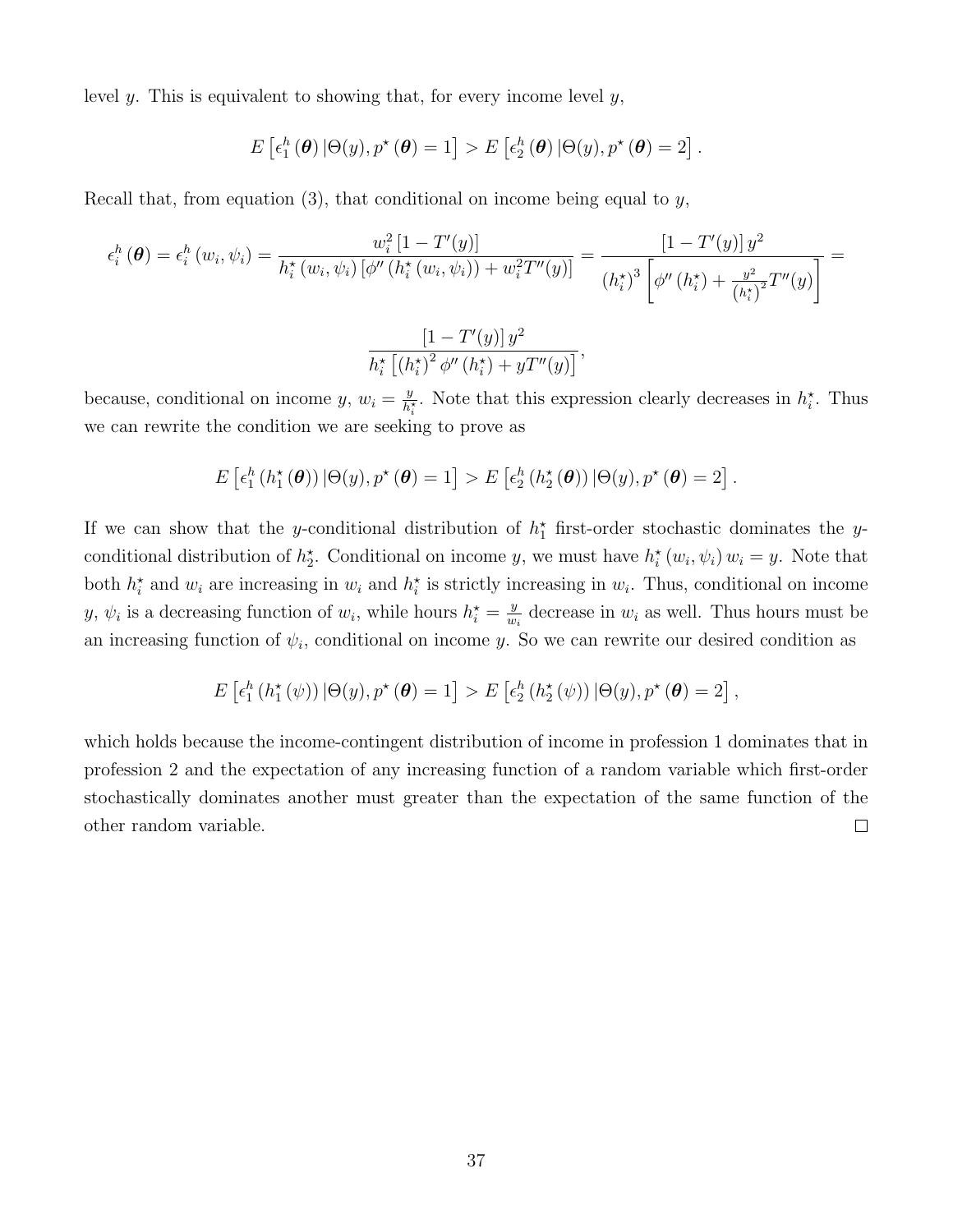level $y$. This is equivalent to showing that, for every income level $y$,

$$E\left[\epsilon_1^h(\boldsymbol{\theta})\,|\Theta(y), p^\star(\boldsymbol{\theta})=1\right] > E\left[\epsilon_2^h(\boldsymbol{\theta})\,|\Theta(y), p^\star(\boldsymbol{\theta})=2\right].$$

Recall that, from equation (3), that conditional on income being equal to $y$,

$$\epsilon_i^h(\boldsymbol{\theta}) = \epsilon_i^h(w_i,\psi_i) = \frac{w_i^2\left[1-T'(y)\right]}{h_i^\star(w_i,\psi_i)\left[\phi''\left(h_i^\star(w_i,\psi_i)\right)+w_i^2T''(y)\right]} = \frac{\left[1-T'(y)\right]y^2}{\left(h_i^\star\right)^3\left[\phi''\left(h_i^\star\right)+\frac{y^2}{\left(h_i^\star\right)^2}T''(y)\right]} =$$

$$\frac{\left[1-T'(y)\right]y^2}{h_i^\star\left[\left(h_i^\star\right)^2\phi''\left(h_i^\star\right)+yT''(y)\right]},$$

because, conditional on income $y$, $w_i = \frac{y}{h_i^\star}$. Note that this expression clearly decreases in $h_i^\star$. Thus we can rewrite the condition we are seeking to prove as

$$E\left[\epsilon_1^h\left(h_1^\star(\boldsymbol{\theta})\right)|\Theta(y), p^\star(\boldsymbol{\theta})=1\right] > E\left[\epsilon_2^h\left(h_2^\star(\boldsymbol{\theta})\right)|\Theta(y), p^\star(\boldsymbol{\theta})=2\right].$$

If we can show that the $y$-conditional distribution of $h_1^\star$ first-order stochastic dominates the $y$-conditional distribution of $h_2^\star$. Conditional on income $y$, we must have $h_i^\star(w_i,\psi_i)\,w_i = y$. Note that both $h_i^\star$ and $w_i$ are increasing in $w_i$ and $h_i^\star$ is strictly increasing in $w_i$. Thus, conditional on income $y$, $\psi_i$ is a decreasing function of $w_i$, while hours $h_i^\star = \frac{y}{w_i}$ decrease in $w_i$ as well. Thus hours must be an increasing function of $\psi_i$, conditional on income $y$. So we can rewrite our desired condition as

$$E\left[\epsilon_1^h\left(h_1^\star(\psi)\right)|\Theta(y), p^\star(\boldsymbol{\theta})=1\right] > E\left[\epsilon_2^h\left(h_2^\star(\psi)\right)|\Theta(y), p^\star(\boldsymbol{\theta})=2\right],$$

which holds because the income-contingent distribution of income in profession 1 dominates that in profession 2 and the expectation of any increasing function of a random variable which first-order stochastically dominates another must greater than the expectation of the same function of the other random variable. $\square$